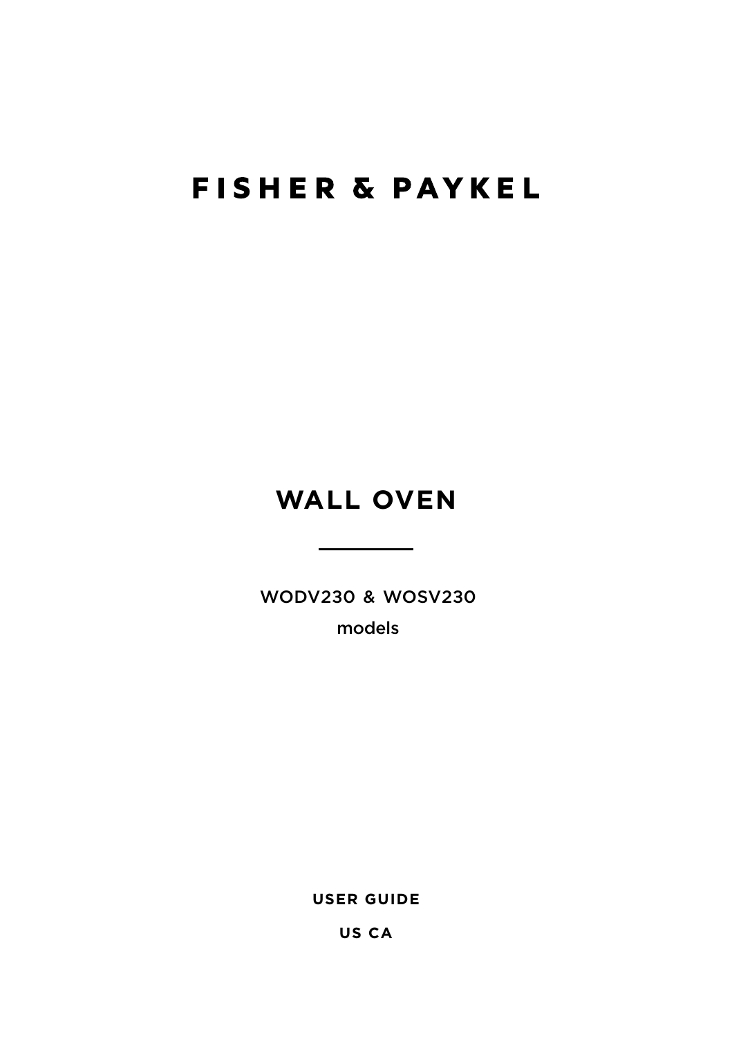# FISHER & PAYKEL

## WALL OVEN

WODV230 & WOSV230

models

**USER GUIDE**

**US CA**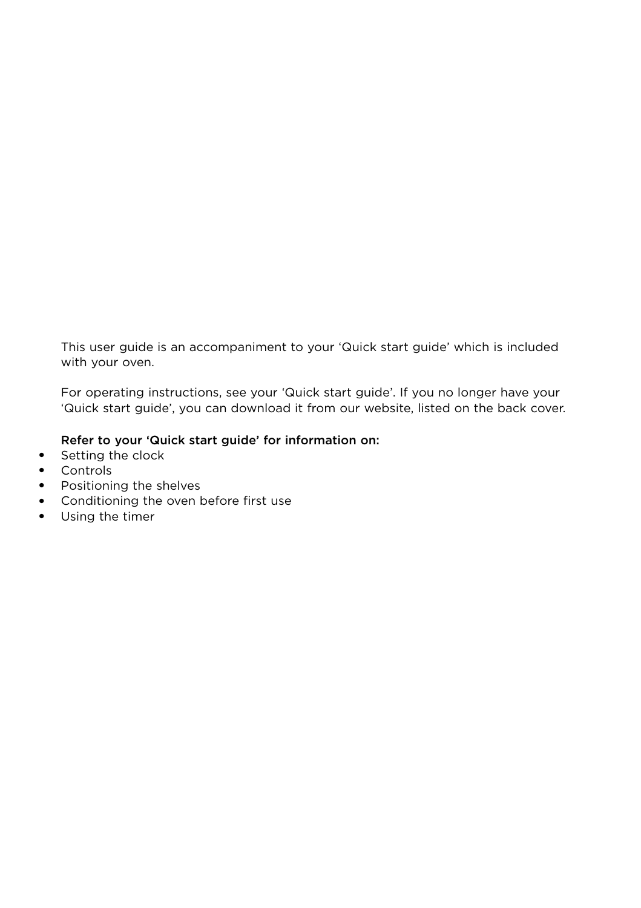This user guide is an accompaniment to your ‘Quick start guide’ which is included with your oven.

For operating instructions, see your ‘Quick start guide’. If you no longer have your ‘Quick start guide’, you can download it from our website, listed on the back cover.

**Refer to your ‘Quick start guide’ for information on:**

- Setting the clock
- Controls
- Positioning the shelves
- Conditioning the oven before first use
- Using the timer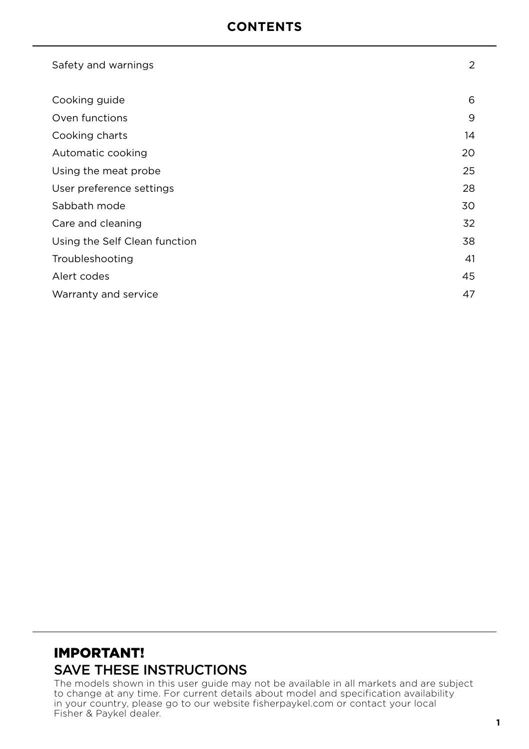# CONTENTS

| | |
|---|---|
| Safety and warnings | 2 |
| Cooking guide | 6 |
| Oven functions | 9 |
| Cooking charts | 14 |
| Automatic cooking | 20 |
| Using the meat probe | 25 |
| User preference settings | 28 |
| Sabbath mode | 30 |
| Care and cleaning | 32 |
| Using the Self Clean function | 38 |
| Troubleshooting | 41 |
| Alert codes | 45 |
| Warranty and service | 47 |

## IMPORTANT!

## SAVE THESE INSTRUCTIONS

The models shown in this user guide may not be available in all markets and are subject to change at any time. For current details about model and specification availability in your country, please go to our website fisherpaykel.com or contact your local Fisher & Paykel dealer.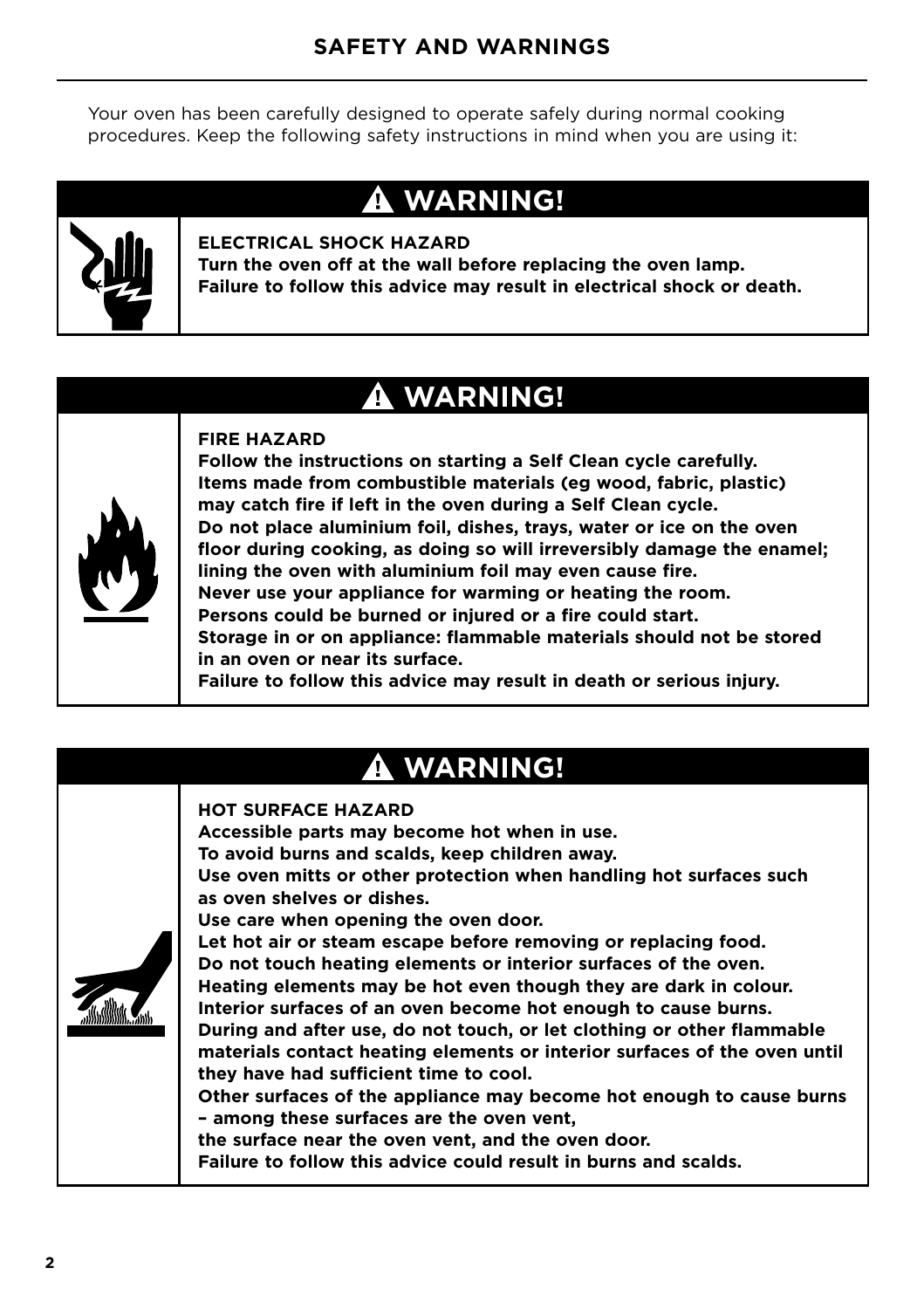# SAFETY AND WARNINGS

Your oven has been carefully designed to operate safely during normal cooking procedures. Keep the following safety instructions in mind when you are using it:

## ⚠ WARNING!

**ELECTRICAL SHOCK HAZARD**
**Turn the oven off at the wall before replacing the oven lamp.**
**Failure to follow this advice may result in electrical shock or death.**

## ⚠ WARNING!

**FIRE HAZARD**
**Follow the instructions on starting a Self Clean cycle carefully.**
**Items made from combustible materials (eg wood, fabric, plastic) may catch fire if left in the oven during a Self Clean cycle.**
**Do not place aluminium foil, dishes, trays, water or ice on the oven floor during cooking, as doing so will irreversibly damage the enamel; lining the oven with aluminium foil may even cause fire.**
**Never use your appliance for warming or heating the room.**
**Persons could be burned or injured or a fire could start.**
**Storage in or on appliance: flammable materials should not be stored in an oven or near its surface.**
**Failure to follow this advice may result in death or serious injury.**

## ⚠ WARNING!

**HOT SURFACE HAZARD**
**Accessible parts may become hot when in use.**
**To avoid burns and scalds, keep children away.**
**Use oven mitts or other protection when handling hot surfaces such as oven shelves or dishes.**
**Use care when opening the oven door.**
**Let hot air or steam escape before removing or replacing food.**
**Do not touch heating elements or interior surfaces of the oven.**
**Heating elements may be hot even though they are dark in colour.**
**Interior surfaces of an oven become hot enough to cause burns.**
**During and after use, do not touch, or let clothing or other flammable materials contact heating elements or interior surfaces of the oven until they have had sufficient time to cool.**
**Other surfaces of the appliance may become hot enough to cause burns – among these surfaces are the oven vent, the surface near the oven vent, and the oven door.**
**Failure to follow this advice could result in burns and scalds.**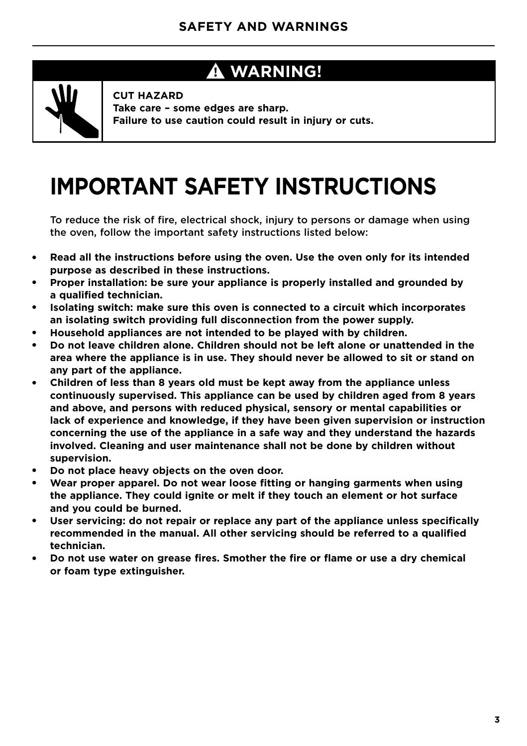## ⚠ WARNING!

**CUT HAZARD**
**Take care – some edges are sharp.**
**Failure to use caution could result in injury or cuts.**

# IMPORTANT SAFETY INSTRUCTIONS

To reduce the risk of fire, electrical shock, injury to persons or damage when using the oven, follow the important safety instructions listed below:

- **Read all the instructions before using the oven. Use the oven only for its intended purpose as described in these instructions.**
- **Proper installation: be sure your appliance is properly installed and grounded by a qualified technician.**
- **Isolating switch: make sure this oven is connected to a circuit which incorporates an isolating switch providing full disconnection from the power supply.**
- **Household appliances are not intended to be played with by children.**
- **Do not leave children alone. Children should not be left alone or unattended in the area where the appliance is in use. They should never be allowed to sit or stand on any part of the appliance.**
- **Children of less than 8 years old must be kept away from the appliance unless continuously supervised. This appliance can be used by children aged from 8 years and above, and persons with reduced physical, sensory or mental capabilities or lack of experience and knowledge, if they have been given supervision or instruction concerning the use of the appliance in a safe way and they understand the hazards involved. Cleaning and user maintenance shall not be done by children without supervision.**
- **Do not place heavy objects on the oven door.**
- **Wear proper apparel. Do not wear loose fitting or hanging garments when using the appliance. They could ignite or melt if they touch an element or hot surface and you could be burned.**
- **User servicing: do not repair or replace any part of the appliance unless specifically recommended in the manual. All other servicing should be referred to a qualified technician.**
- **Do not use water on grease fires. Smother the fire or flame or use a dry chemical or foam type extinguisher.**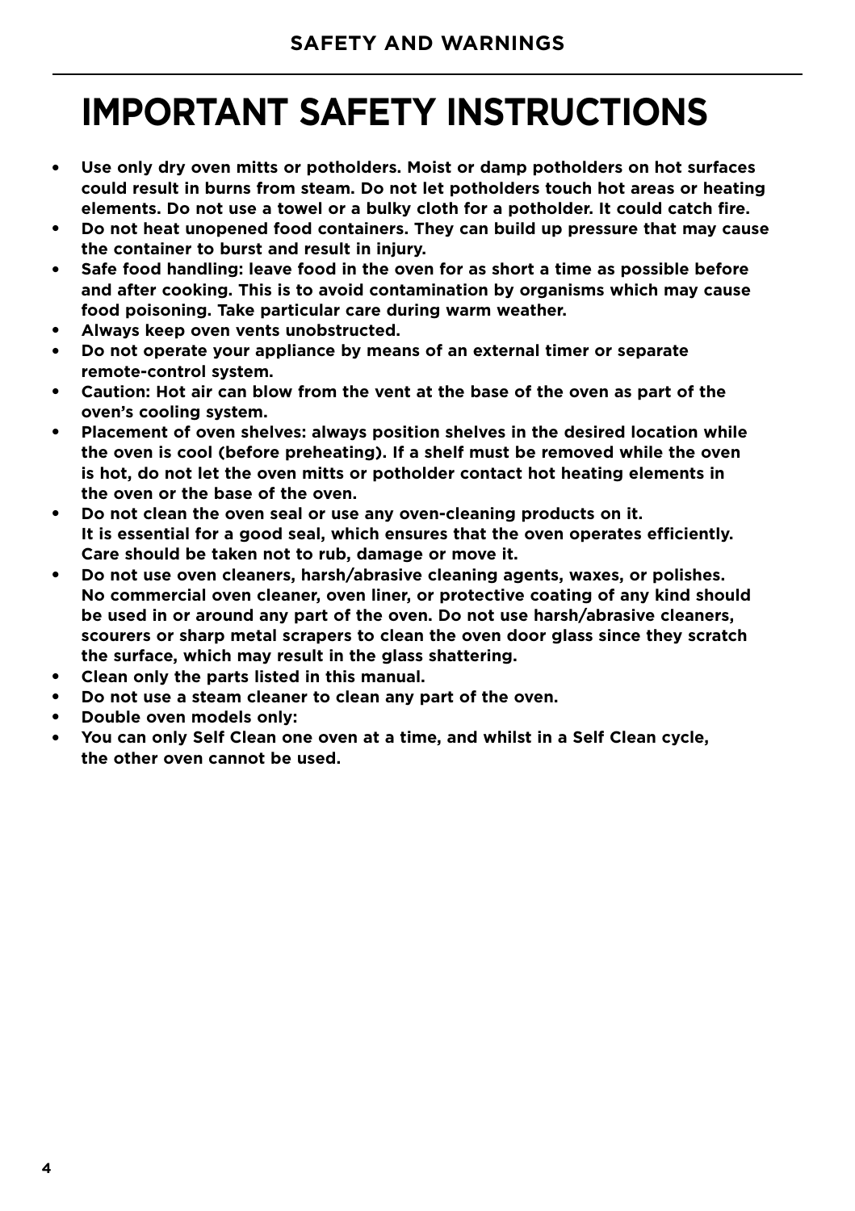# IMPORTANT SAFETY INSTRUCTIONS

- **Use only dry oven mitts or potholders. Moist or damp potholders on hot surfaces could result in burns from steam. Do not let potholders touch hot areas or heating elements. Do not use a towel or a bulky cloth for a potholder. It could catch fire.**
- **Do not heat unopened food containers. They can build up pressure that may cause the container to burst and result in injury.**
- **Safe food handling: leave food in the oven for as short a time as possible before and after cooking. This is to avoid contamination by organisms which may cause food poisoning. Take particular care during warm weather.**
- **Always keep oven vents unobstructed.**
- **Do not operate your appliance by means of an external timer or separate remote-control system.**
- **Caution: Hot air can blow from the vent at the base of the oven as part of the oven's cooling system.**
- **Placement of oven shelves: always position shelves in the desired location while the oven is cool (before preheating). If a shelf must be removed while the oven is hot, do not let the oven mitts or potholder contact hot heating elements in the oven or the base of the oven.**
- **Do not clean the oven seal or use any oven-cleaning products on it. It is essential for a good seal, which ensures that the oven operates efficiently. Care should be taken not to rub, damage or move it.**
- **Do not use oven cleaners, harsh/abrasive cleaning agents, waxes, or polishes. No commercial oven cleaner, oven liner, or protective coating of any kind should be used in or around any part of the oven. Do not use harsh/abrasive cleaners, scourers or sharp metal scrapers to clean the oven door glass since they scratch the surface, which may result in the glass shattering.**
- **Clean only the parts listed in this manual.**
- **Do not use a steam cleaner to clean any part of the oven.**
- **Double oven models only:**
- **You can only Self Clean one oven at a time, and whilst in a Self Clean cycle, the other oven cannot be used.**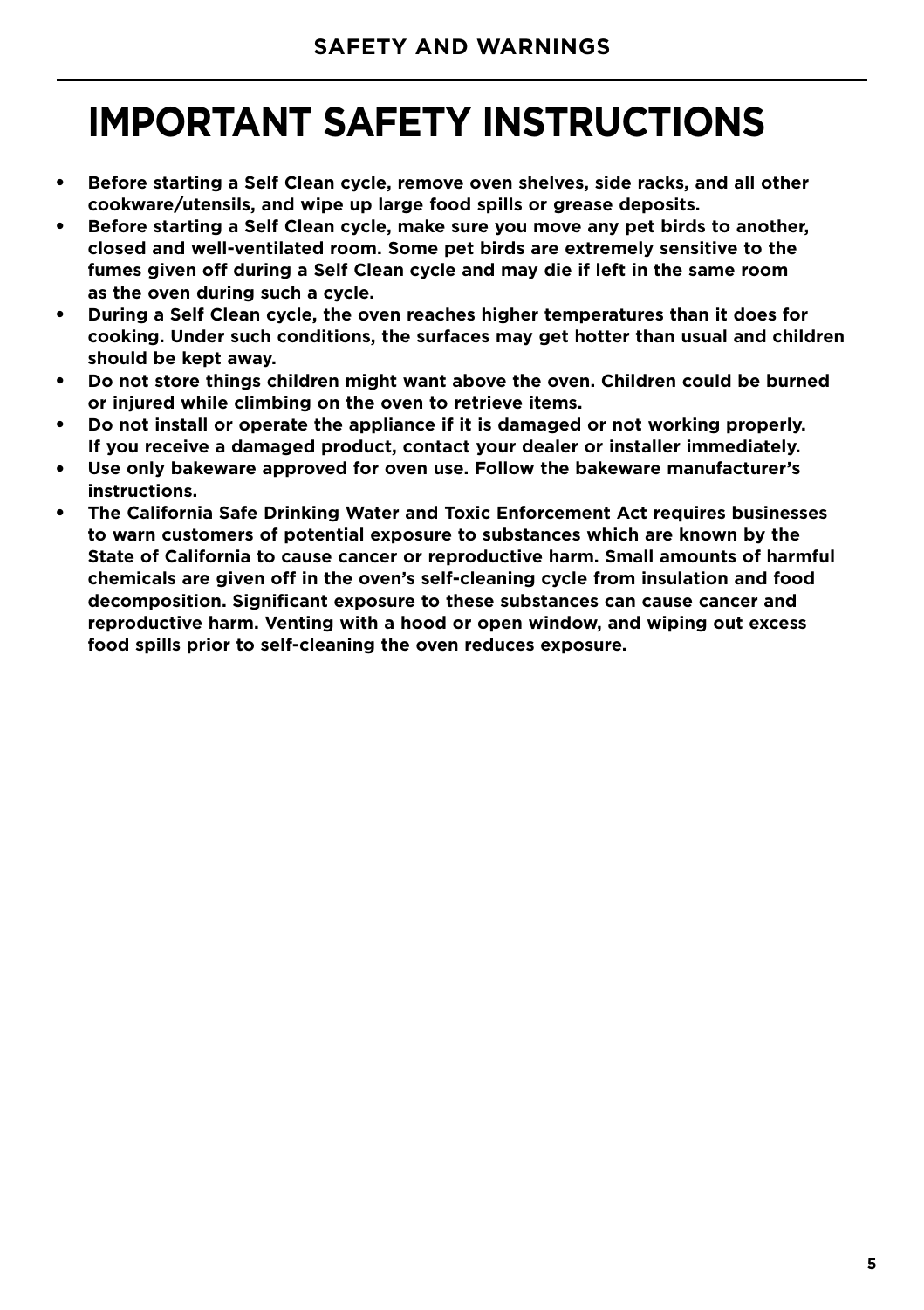# IMPORTANT SAFETY INSTRUCTIONS

- **Before starting a Self Clean cycle, remove oven shelves, side racks, and all other cookware/utensils, and wipe up large food spills or grease deposits.**
- **Before starting a Self Clean cycle, make sure you move any pet birds to another, closed and well-ventilated room. Some pet birds are extremely sensitive to the fumes given off during a Self Clean cycle and may die if left in the same room as the oven during such a cycle.**
- **During a Self Clean cycle, the oven reaches higher temperatures than it does for cooking. Under such conditions, the surfaces may get hotter than usual and children should be kept away.**
- **Do not store things children might want above the oven. Children could be burned or injured while climbing on the oven to retrieve items.**
- **Do not install or operate the appliance if it is damaged or not working properly. If you receive a damaged product, contact your dealer or installer immediately.**
- **Use only bakeware approved for oven use. Follow the bakeware manufacturer's instructions.**
- **The California Safe Drinking Water and Toxic Enforcement Act requires businesses to warn customers of potential exposure to substances which are known by the State of California to cause cancer or reproductive harm. Small amounts of harmful chemicals are given off in the oven's self-cleaning cycle from insulation and food decomposition. Significant exposure to these substances can cause cancer and reproductive harm. Venting with a hood or open window, and wiping out excess food spills prior to self-cleaning the oven reduces exposure.**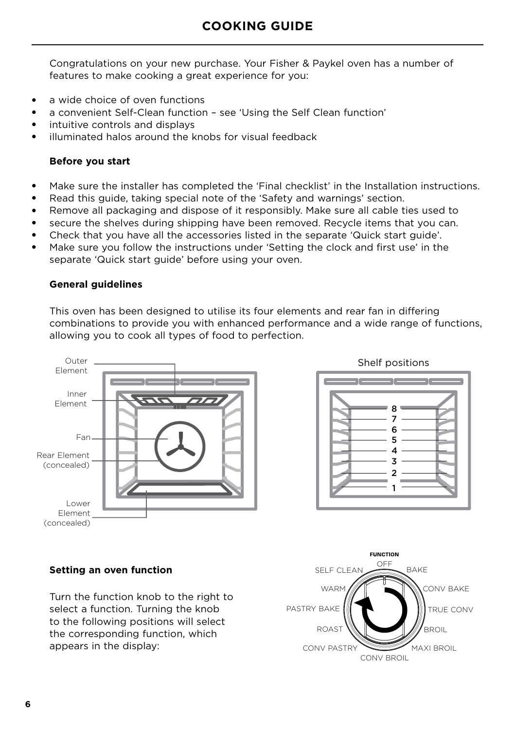# COOKING GUIDE

Congratulations on your new purchase. Your Fisher & Paykel oven has a number of features to make cooking a great experience for you:

- a wide choice of oven functions
- a convenient Self-Clean function – see 'Using the Self Clean function'
- intuitive controls and displays
- illuminated halos around the knobs for visual feedback

### Before you start

- Make sure the installer has completed the 'Final checklist' in the Installation instructions.
- Read this guide, taking special note of the 'Safety and warnings' section.
- Remove all packaging and dispose of it responsibly. Make sure all cable ties used to
- secure the shelves during shipping have been removed. Recycle items that you can.
- Check that you have all the accessories listed in the separate 'Quick start guide'.
- Make sure you follow the instructions under 'Setting the clock and first use' in the separate 'Quick start guide' before using your oven.

### General guidelines

This oven has been designed to utilise its four elements and rear fan in differing combinations to provide you with enhanced performance and a wide range of functions, allowing you to cook all types of food to perfection.

Outer Element
Inner Element
Fan
Rear Element (concealed)
Lower Element (concealed)

Shelf positions
8
7
6
5
4
3
2
1

### Setting an oven function

Turn the function knob to the right to select a function. Turning the knob to the following positions will select the corresponding function, which appears in the display:

FUNCTION
OFF
BAKE
CONV BAKE
TRUE CONV
BROIL
MAXI BROIL
CONV BROIL
CONV PASTRY
ROAST
PASTRY BAKE
WARM
SELF CLEAN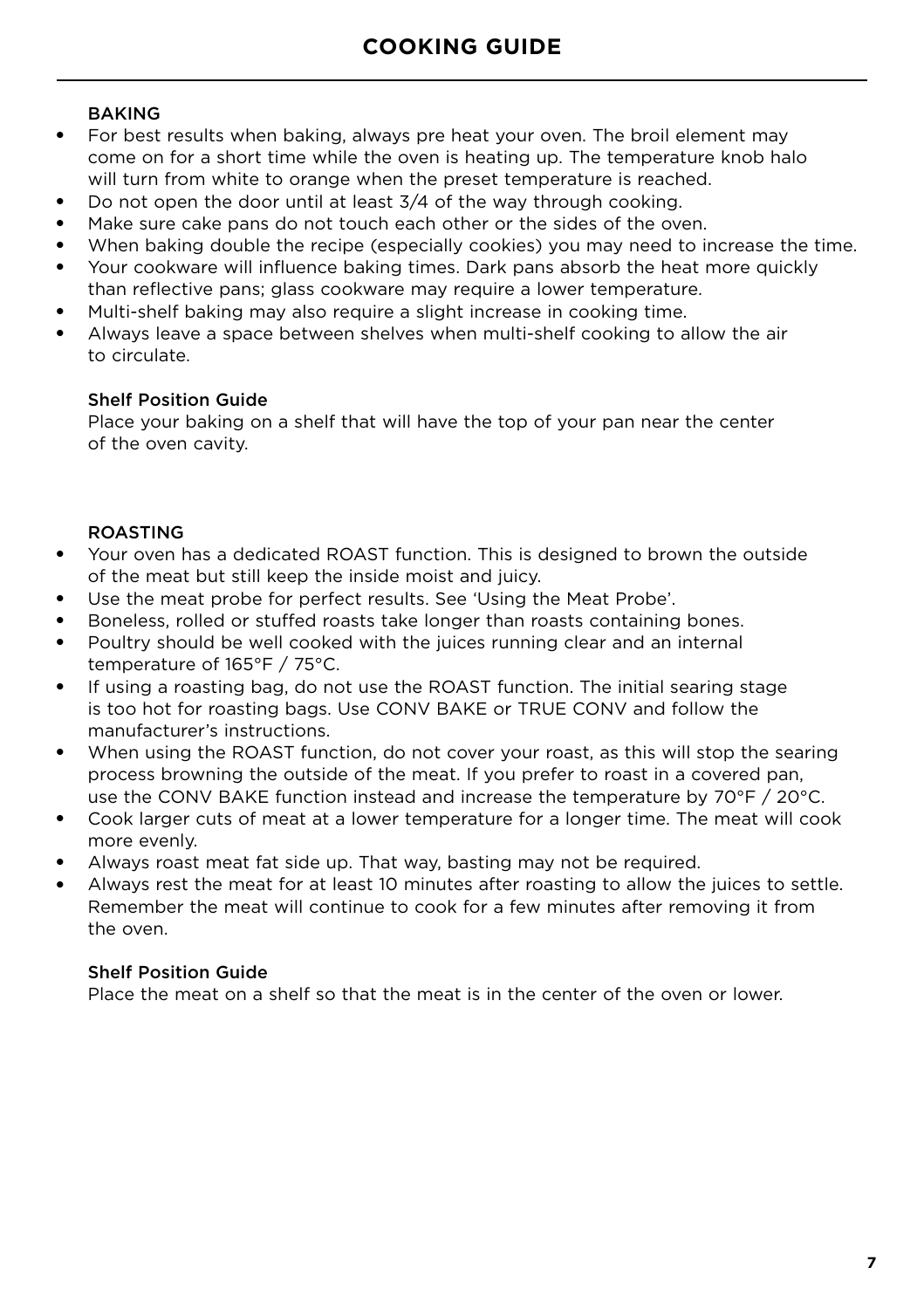# COOKING GUIDE

### BAKING

- For best results when baking, always pre heat your oven. The broil element may come on for a short time while the oven is heating up. The temperature knob halo will turn from white to orange when the preset temperature is reached.
- Do not open the door until at least 3/4 of the way through cooking.
- Make sure cake pans do not touch each other or the sides of the oven.
- When baking double the recipe (especially cookies) you may need to increase the time.
- Your cookware will influence baking times. Dark pans absorb the heat more quickly than reflective pans; glass cookware may require a lower temperature.
- Multi-shelf baking may also require a slight increase in cooking time.
- Always leave a space between shelves when multi-shelf cooking to allow the air to circulate.

#### Shelf Position Guide

Place your baking on a shelf that will have the top of your pan near the center of the oven cavity.

### ROASTING

- Your oven has a dedicated ROAST function. This is designed to brown the outside of the meat but still keep the inside moist and juicy.
- Use the meat probe for perfect results. See 'Using the Meat Probe'.
- Boneless, rolled or stuffed roasts take longer than roasts containing bones.
- Poultry should be well cooked with the juices running clear and an internal temperature of 165°F / 75°C.
- If using a roasting bag, do not use the ROAST function. The initial searing stage is too hot for roasting bags. Use CONV BAKE or TRUE CONV and follow the manufacturer's instructions.
- When using the ROAST function, do not cover your roast, as this will stop the searing process browning the outside of the meat. If you prefer to roast in a covered pan, use the CONV BAKE function instead and increase the temperature by 70°F / 20°C.
- Cook larger cuts of meat at a lower temperature for a longer time. The meat will cook more evenly.
- Always roast meat fat side up. That way, basting may not be required.
- Always rest the meat for at least 10 minutes after roasting to allow the juices to settle. Remember the meat will continue to cook for a few minutes after removing it from the oven.

#### Shelf Position Guide

Place the meat on a shelf so that the meat is in the center of the oven or lower.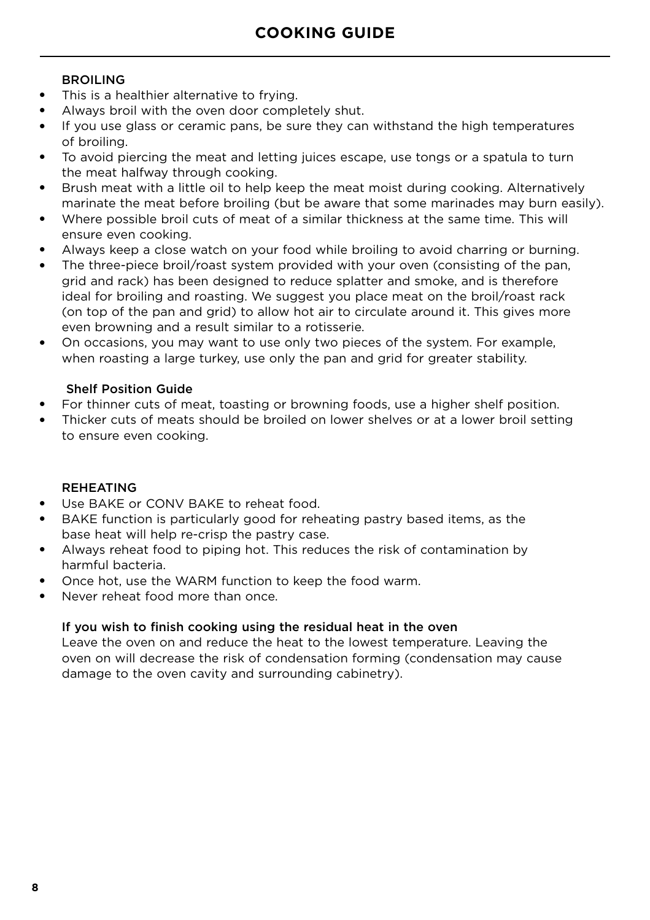# COOKING GUIDE

## BROILING

- This is a healthier alternative to frying.
- Always broil with the oven door completely shut.
- If you use glass or ceramic pans, be sure they can withstand the high temperatures of broiling.
- To avoid piercing the meat and letting juices escape, use tongs or a spatula to turn the meat halfway through cooking.
- Brush meat with a little oil to help keep the meat moist during cooking. Alternatively marinate the meat before broiling (but be aware that some marinades may burn easily).
- Where possible broil cuts of meat of a similar thickness at the same time. This will ensure even cooking.
- Always keep a close watch on your food while broiling to avoid charring or burning.
- The three-piece broil/roast system provided with your oven (consisting of the pan, grid and rack) has been designed to reduce splatter and smoke, and is therefore ideal for broiling and roasting. We suggest you place meat on the broil/roast rack (on top of the pan and grid) to allow hot air to circulate around it. This gives more even browning and a result similar to a rotisserie.
- On occasions, you may want to use only two pieces of the system. For example, when roasting a large turkey, use only the pan and grid for greater stability.

### Shelf Position Guide

- For thinner cuts of meat, toasting or browning foods, use a higher shelf position.
- Thicker cuts of meats should be broiled on lower shelves or at a lower broil setting to ensure even cooking.

## REHEATING

- Use BAKE or CONV BAKE to reheat food.
- BAKE function is particularly good for reheating pastry based items, as the base heat will help re-crisp the pastry case.
- Always reheat food to piping hot. This reduces the risk of contamination by harmful bacteria.
- Once hot, use the WARM function to keep the food warm.
- Never reheat food more than once.

### If you wish to finish cooking using the residual heat in the oven

Leave the oven on and reduce the heat to the lowest temperature. Leaving the oven on will decrease the risk of condensation forming (condensation may cause damage to the oven cavity and surrounding cabinetry).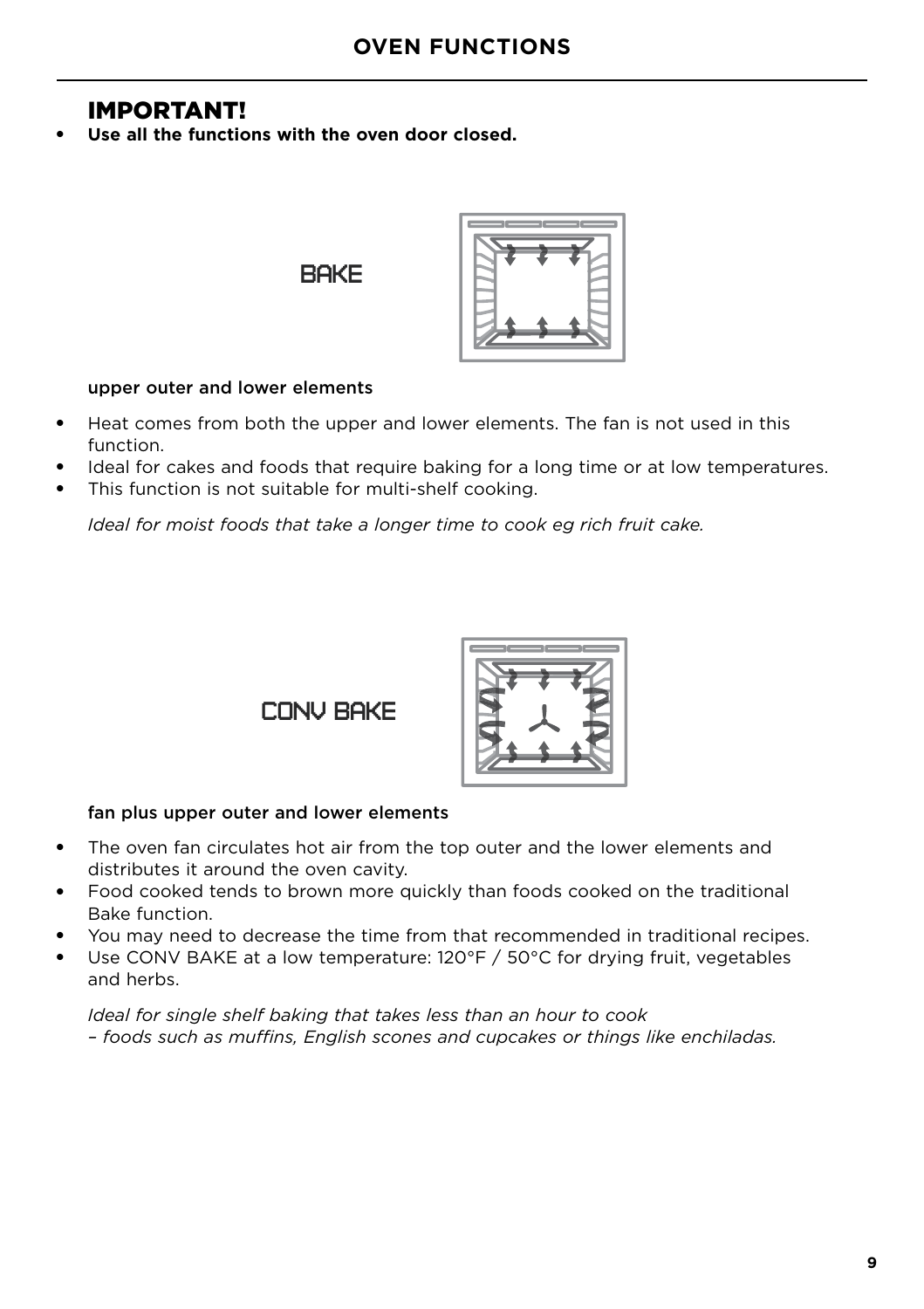# OVEN FUNCTIONS

## IMPORTANT!

- **Use all the functions with the oven door closed.**

### BAKE

upper outer and lower elements

- Heat comes from both the upper and lower elements. The fan is not used in this function.
- Ideal for cakes and foods that require baking for a long time or at low temperatures.
- This function is not suitable for multi-shelf cooking.

*Ideal for moist foods that take a longer time to cook eg rich fruit cake.*

### CONV BAKE

fan plus upper outer and lower elements

- The oven fan circulates hot air from the top outer and the lower elements and distributes it around the oven cavity.
- Food cooked tends to brown more quickly than foods cooked on the traditional Bake function.
- You may need to decrease the time from that recommended in traditional recipes.
- Use CONV BAKE at a low temperature: 120°F / 50°C for drying fruit, vegetables and herbs.

*Ideal for single shelf baking that takes less than an hour to cook – foods such as muffins, English scones and cupcakes or things like enchiladas.*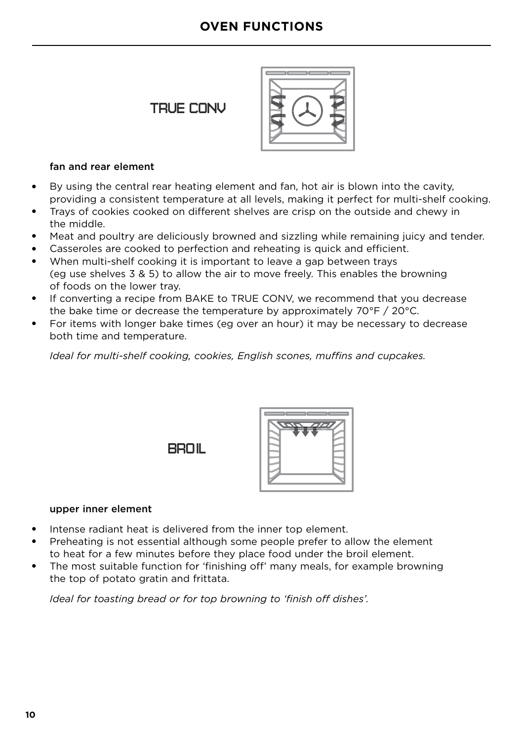# OVEN FUNCTIONS

## TRUE CONV

**fan and rear element**

- By using the central rear heating element and fan, hot air is blown into the cavity, providing a consistent temperature at all levels, making it perfect for multi-shelf cooking.
- Trays of cookies cooked on different shelves are crisp on the outside and chewy in the middle.
- Meat and poultry are deliciously browned and sizzling while remaining juicy and tender.
- Casseroles are cooked to perfection and reheating is quick and efficient.
- When multi-shelf cooking it is important to leave a gap between trays (eg use shelves 3 & 5) to allow the air to move freely. This enables the browning of foods on the lower tray.
- If converting a recipe from BAKE to TRUE CONV, we recommend that you decrease the bake time or decrease the temperature by approximately 70°F / 20°C.
- For items with longer bake times (eg over an hour) it may be necessary to decrease both time and temperature.

*Ideal for multi-shelf cooking, cookies, English scones, muffins and cupcakes.*

## BROIL

**upper inner element**

- Intense radiant heat is delivered from the inner top element.
- Preheating is not essential although some people prefer to allow the element to heat for a few minutes before they place food under the broil element.
- The most suitable function for 'finishing off' many meals, for example browning the top of potato gratin and frittata.

*Ideal for toasting bread or for top browning to 'finish off dishes'.*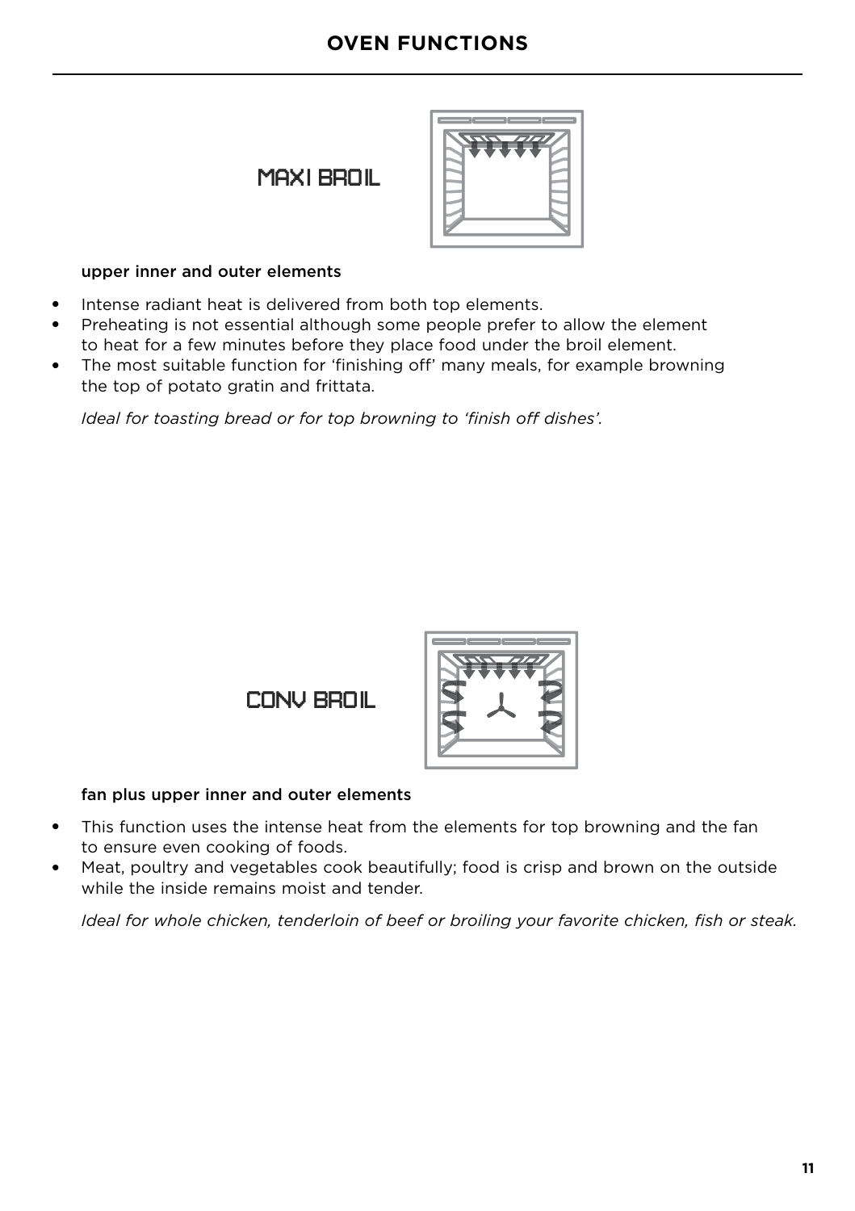# OVEN FUNCTIONS

## MAXI BROIL

**upper inner and outer elements**

- Intense radiant heat is delivered from both top elements.
- Preheating is not essential although some people prefer to allow the element to heat for a few minutes before they place food under the broil element.
- The most suitable function for 'finishing off' many meals, for example browning the top of potato gratin and frittata.

*Ideal for toasting bread or for top browning to 'finish off dishes'.*

## CONV BROIL

**fan plus upper inner and outer elements**

- This function uses the intense heat from the elements for top browning and the fan to ensure even cooking of foods.
- Meat, poultry and vegetables cook beautifully; food is crisp and brown on the outside while the inside remains moist and tender.

*Ideal for whole chicken, tenderloin of beef or broiling your favorite chicken, fish or steak.*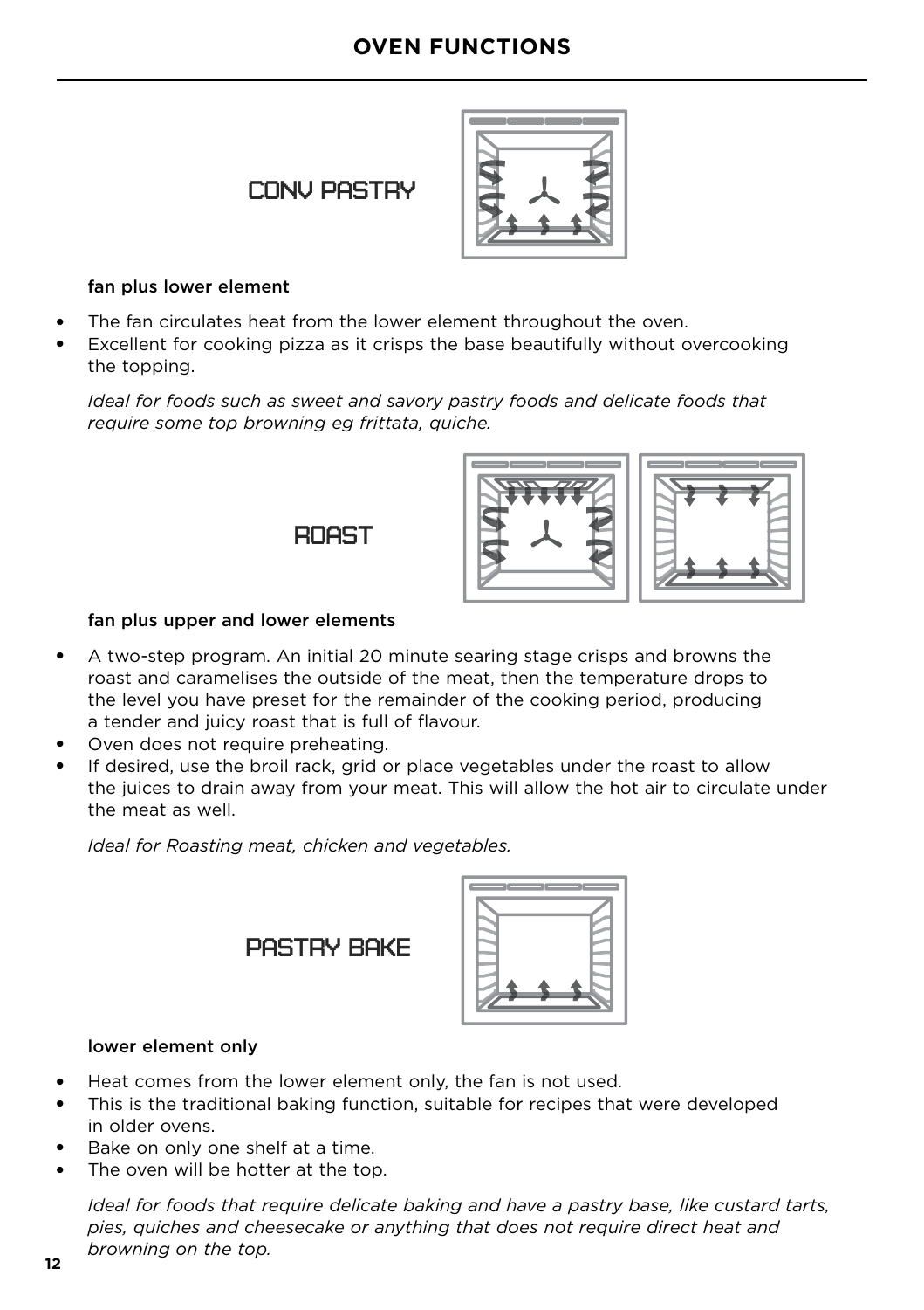# OVEN FUNCTIONS

## CONV PASTRY

**fan plus lower element**

- The fan circulates heat from the lower element throughout the oven.
- Excellent for cooking pizza as it crisps the base beautifully without overcooking the topping.

*Ideal for foods such as sweet and savory pastry foods and delicate foods that require some top browning eg frittata, quiche.*

## ROAST

**fan plus upper and lower elements**

- A two-step program. An initial 20 minute searing stage crisps and browns the roast and caramelises the outside of the meat, then the temperature drops to the level you have preset for the remainder of the cooking period, producing a tender and juicy roast that is full of flavour.
- Oven does not require preheating.
- If desired, use the broil rack, grid or place vegetables under the roast to allow the juices to drain away from your meat. This will allow the hot air to circulate under the meat as well.

*Ideal for Roasting meat, chicken and vegetables.*

## PASTRY BAKE

**lower element only**

- Heat comes from the lower element only, the fan is not used.
- This is the traditional baking function, suitable for recipes that were developed in older ovens.
- Bake on only one shelf at a time.
- The oven will be hotter at the top.

*Ideal for foods that require delicate baking and have a pastry base, like custard tarts, pies, quiches and cheesecake or anything that does not require direct heat and browning on the top.*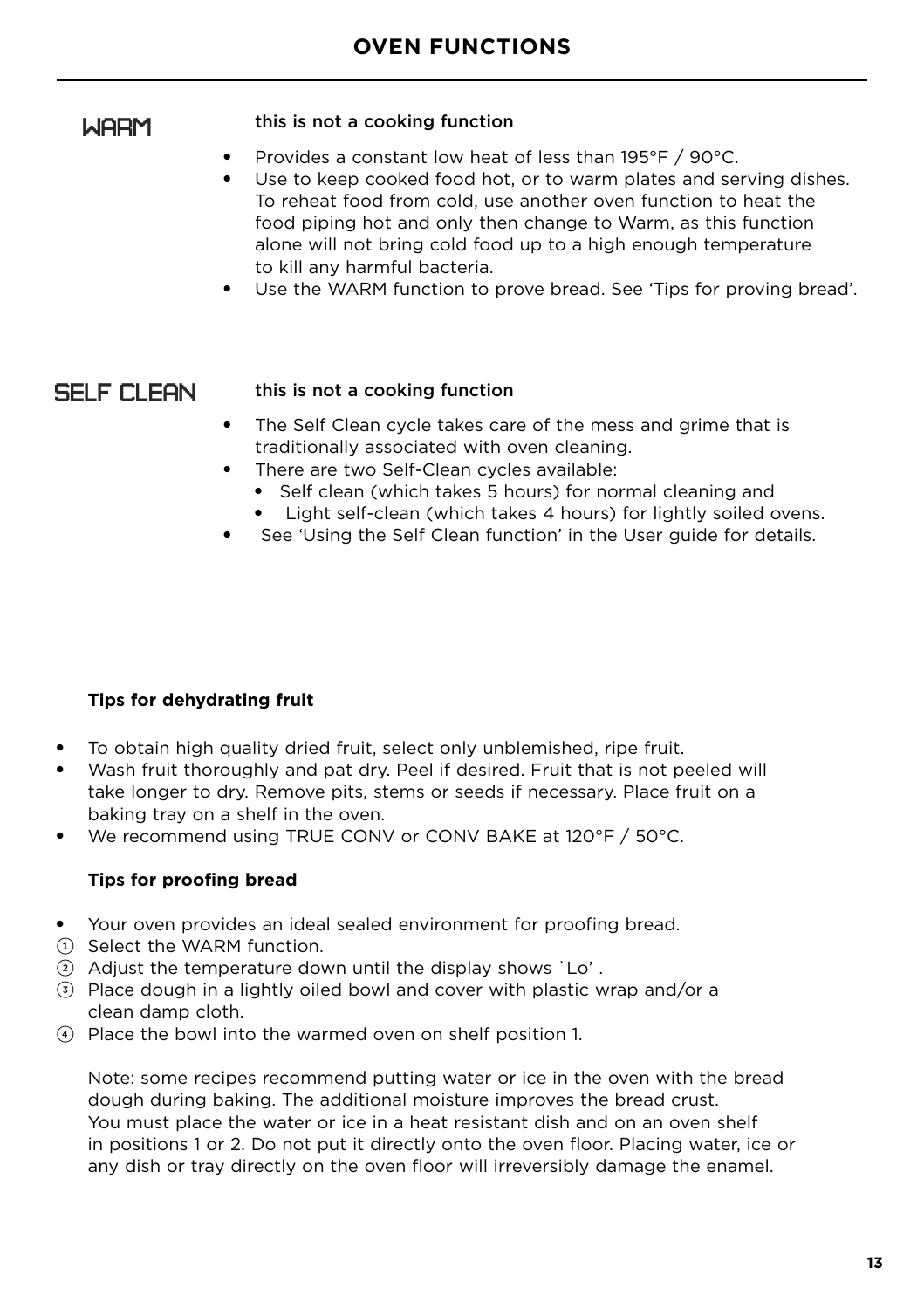# OVEN FUNCTIONS

**WARM**

**this is not a cooking function**

- Provides a constant low heat of less than 195°F / 90°C.
- Use to keep cooked food hot, or to warm plates and serving dishes. To reheat food from cold, use another oven function to heat the food piping hot and only then change to Warm, as this function alone will not bring cold food up to a high enough temperature to kill any harmful bacteria.
- Use the WARM function to prove bread. See 'Tips for proving bread'.

**SELF CLEAN**

**this is not a cooking function**

- The Self Clean cycle takes care of the mess and grime that is traditionally associated with oven cleaning.
- There are two Self-Clean cycles available:
  - Self clean (which takes 5 hours) for normal cleaning and
  - Light self-clean (which takes 4 hours) for lightly soiled ovens.
- See 'Using the Self Clean function' in the User guide for details.

**Tips for dehydrating fruit**

- To obtain high quality dried fruit, select only unblemished, ripe fruit.
- Wash fruit thoroughly and pat dry. Peel if desired. Fruit that is not peeled will take longer to dry. Remove pits, stems or seeds if necessary. Place fruit on a baking tray on a shelf in the oven.
- We recommend using TRUE CONV or CONV BAKE at 120°F / 50°C.

**Tips for proofing bread**

- Your oven provides an ideal sealed environment for proofing bread.

1. Select the WARM function.
2. Adjust the temperature down until the display shows `Lo' .
3. Place dough in a lightly oiled bowl and cover with plastic wrap and/or a clean damp cloth.
4. Place the bowl into the warmed oven on shelf position 1.

Note: some recipes recommend putting water or ice in the oven with the bread dough during baking. The additional moisture improves the bread crust. You must place the water or ice in a heat resistant dish and on an oven shelf in positions 1 or 2. Do not put it directly onto the oven floor. Placing water, ice or any dish or tray directly on the oven floor will irreversibly damage the enamel.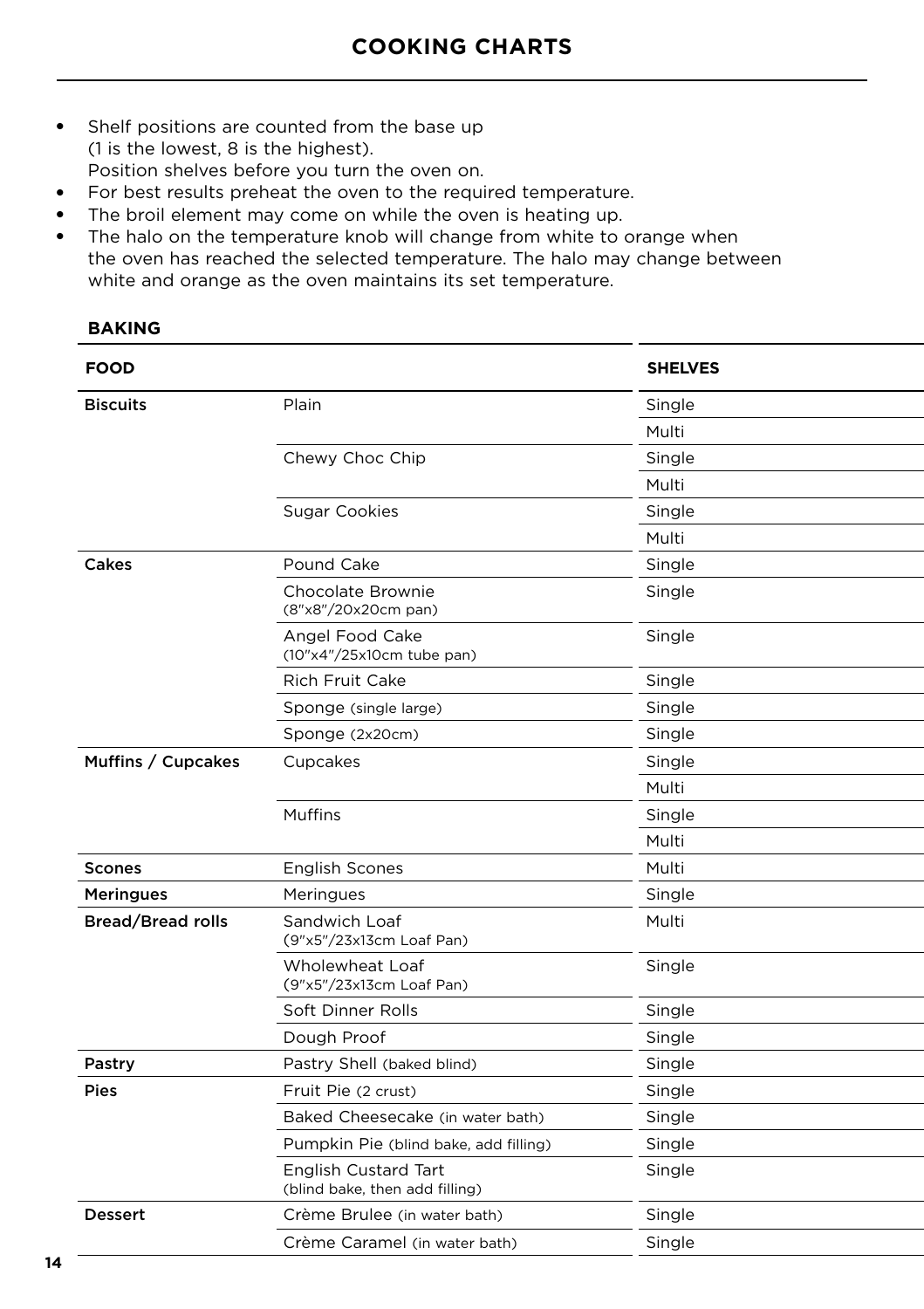# COOKING CHARTS

- Shelf positions are counted from the base up (1 is the lowest, 8 is the highest). Position shelves before you turn the oven on.
- For best results preheat the oven to the required temperature.
- The broil element may come on while the oven is heating up.
- The halo on the temperature knob will change from white to orange when the oven has reached the selected temperature. The halo may change between white and orange as the oven maintains its set temperature.

### BAKING

| FOOD | | SHELVES |
|---|---|---|
| Biscuits | Plain | Single |
| | | Multi |
| | Chewy Choc Chip | Single |
| | | Multi |
| | Sugar Cookies | Single |
| | | Multi |
| Cakes | Pound Cake | Single |
| | Chocolate Brownie (8"x8"/20x20cm pan) | Single |
| | Angel Food Cake (10"x4"/25x10cm tube pan) | Single |
| | Rich Fruit Cake | Single |
| | Sponge (single large) | Single |
| | Sponge (2x20cm) | Single |
| Muffins / Cupcakes | Cupcakes | Single |
| | | Multi |
| | Muffins | Single |
| | | Multi |
| Scones | English Scones | Multi |
| Meringues | Meringues | Single |
| Bread/Bread rolls | Sandwich Loaf (9"x5"/23x13cm Loaf Pan) | Multi |
| | Wholewheat Loaf (9"x5"/23x13cm Loaf Pan) | Single |
| | Soft Dinner Rolls | Single |
| | Dough Proof | Single |
| Pastry | Pastry Shell (baked blind) | Single |
| Pies | Fruit Pie (2 crust) | Single |
| | Baked Cheesecake (in water bath) | Single |
| | Pumpkin Pie (blind bake, add filling) | Single |
| | English Custard Tart (blind bake, then add filling) | Single |
| Dessert | Crème Brulee (in water bath) | Single |
| | Crème Caramel (in water bath) | Single |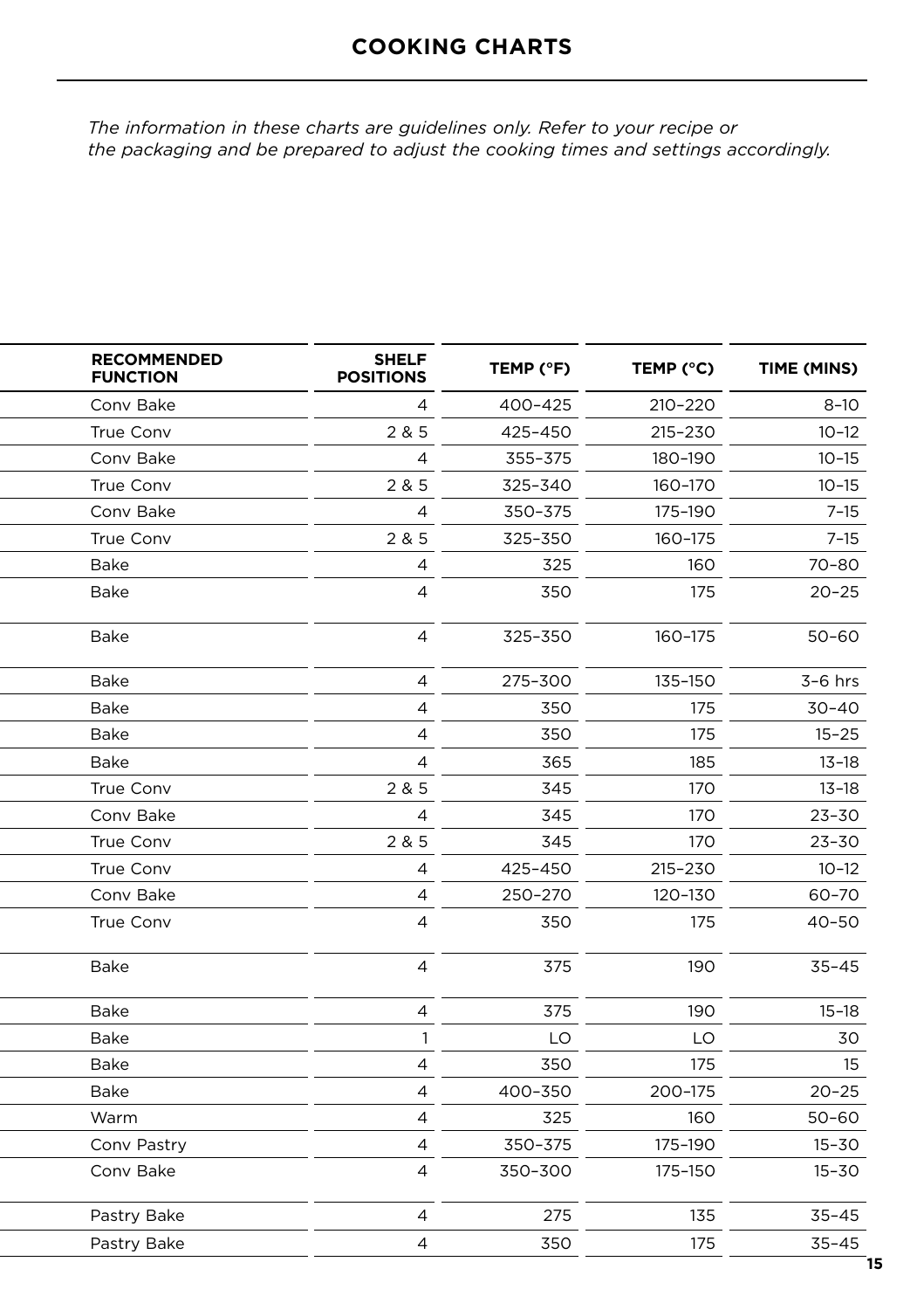## COOKING CHARTS

*The information in these charts are guidelines only. Refer to your recipe or the packaging and be prepared to adjust the cooking times and settings accordingly.*

| RECOMMENDED FUNCTION | SHELF POSITIONS | TEMP (°F) | TEMP (°C) | TIME (MINS) |
|---|---|---|---|---|
| Conv Bake | 4 | 400–425 | 210–220 | 8–10 |
| True Conv | 2 & 5 | 425–450 | 215–230 | 10–12 |
| Conv Bake | 4 | 355–375 | 180–190 | 10–15 |
| True Conv | 2 & 5 | 325–340 | 160–170 | 10–15 |
| Conv Bake | 4 | 350–375 | 175–190 | 7–15 |
| True Conv | 2 & 5 | 325–350 | 160–175 | 7–15 |
| Bake | 4 | 325 | 160 | 70–80 |
| Bake | 4 | 350 | 175 | 20–25 |
| Bake | 4 | 325–350 | 160–175 | 50–60 |
| Bake | 4 | 275–300 | 135–150 | 3–6 hrs |
| Bake | 4 | 350 | 175 | 30–40 |
| Bake | 4 | 350 | 175 | 15–25 |
| Bake | 4 | 365 | 185 | 13–18 |
| True Conv | 2 & 5 | 345 | 170 | 13–18 |
| Conv Bake | 4 | 345 | 170 | 23–30 |
| True Conv | 2 & 5 | 345 | 170 | 23–30 |
| True Conv | 4 | 425–450 | 215–230 | 10–12 |
| Conv Bake | 4 | 250–270 | 120–130 | 60–70 |
| True Conv | 4 | 350 | 175 | 40–50 |
| Bake | 4 | 375 | 190 | 35–45 |
| Bake | 4 | 375 | 190 | 15–18 |
| Bake | 1 | LO | LO | 30 |
| Bake | 4 | 350 | 175 | 15 |
| Bake | 4 | 400–350 | 200–175 | 20–25 |
| Warm | 4 | 325 | 160 | 50–60 |
| Conv Pastry | 4 | 350–375 | 175–190 | 15–30 |
| Conv Bake | 4 | 350–300 | 175–150 | 15–30 |
| Pastry Bake | 4 | 275 | 135 | 35–45 |
| Pastry Bake | 4 | 350 | 175 | 35–45 |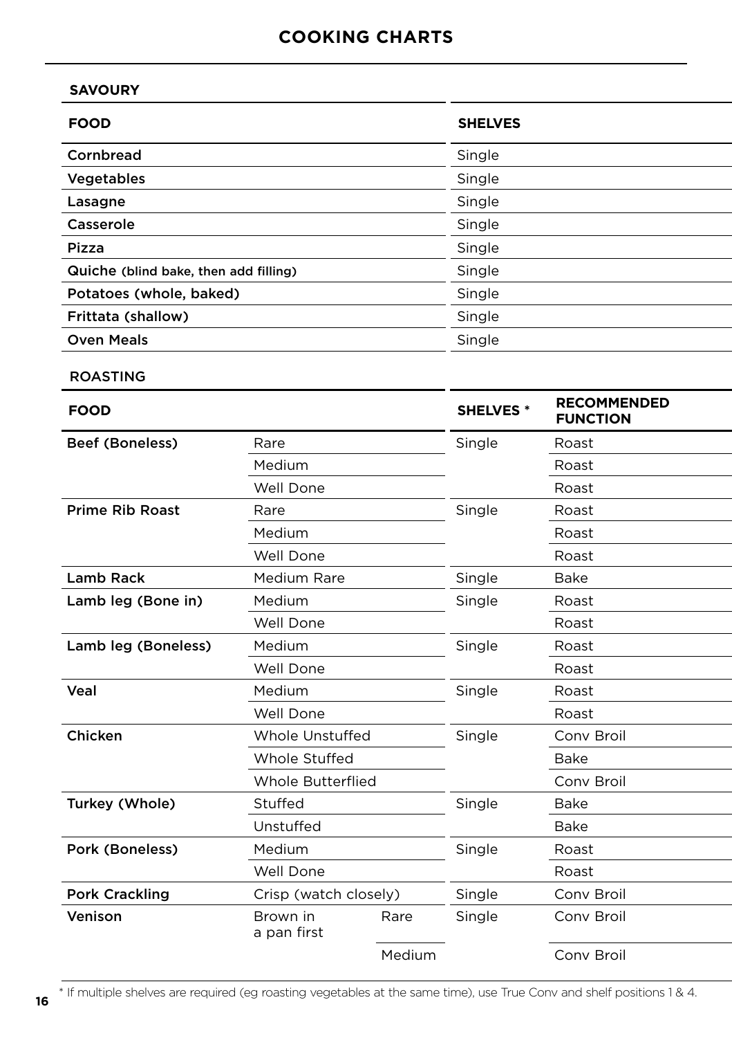# COOKING CHARTS

## SAVOURY

| FOOD | SHELVES |
|---|---|
| Cornbread | Single |
| Vegetables | Single |
| Lasagne | Single |
| Casserole | Single |
| Pizza | Single |
| Quiche (blind bake, then add filling) | Single |
| Potatoes (whole, baked) | Single |
| Frittata (shallow) | Single |
| Oven Meals | Single |

## ROASTING

| FOOD | | | SHELVES * | RECOMMENDED FUNCTION |
|---|---|---|---|---|
| Beef (Boneless) | Rare | | Single | Roast |
| | Medium | | | Roast |
| | Well Done | | | Roast |
| Prime Rib Roast | Rare | | Single | Roast |
| | Medium | | | Roast |
| | Well Done | | | Roast |
| Lamb Rack | Medium Rare | | Single | Bake |
| Lamb leg (Bone in) | Medium | | Single | Roast |
| | Well Done | | | Roast |
| Lamb leg (Boneless) | Medium | | Single | Roast |
| | Well Done | | | Roast |
| Veal | Medium | | Single | Roast |
| | Well Done | | | Roast |
| Chicken | Whole Unstuffed | | Single | Conv Broil |
| | Whole Stuffed | | | Bake |
| | Whole Butterflied | | | Conv Broil |
| Turkey (Whole) | Stuffed | | Single | Bake |
| | Unstuffed | | | Bake |
| Pork (Boneless) | Medium | | Single | Roast |
| | Well Done | | | Roast |
| Pork Crackling | Crisp (watch closely) | | Single | Conv Broil |
| Venison | Brown in a pan first | Rare | Single | Conv Broil |
| | | Medium | | Conv Broil |

* If multiple shelves are required (eg roasting vegetables at the same time), use True Conv and shelf positions 1 & 4.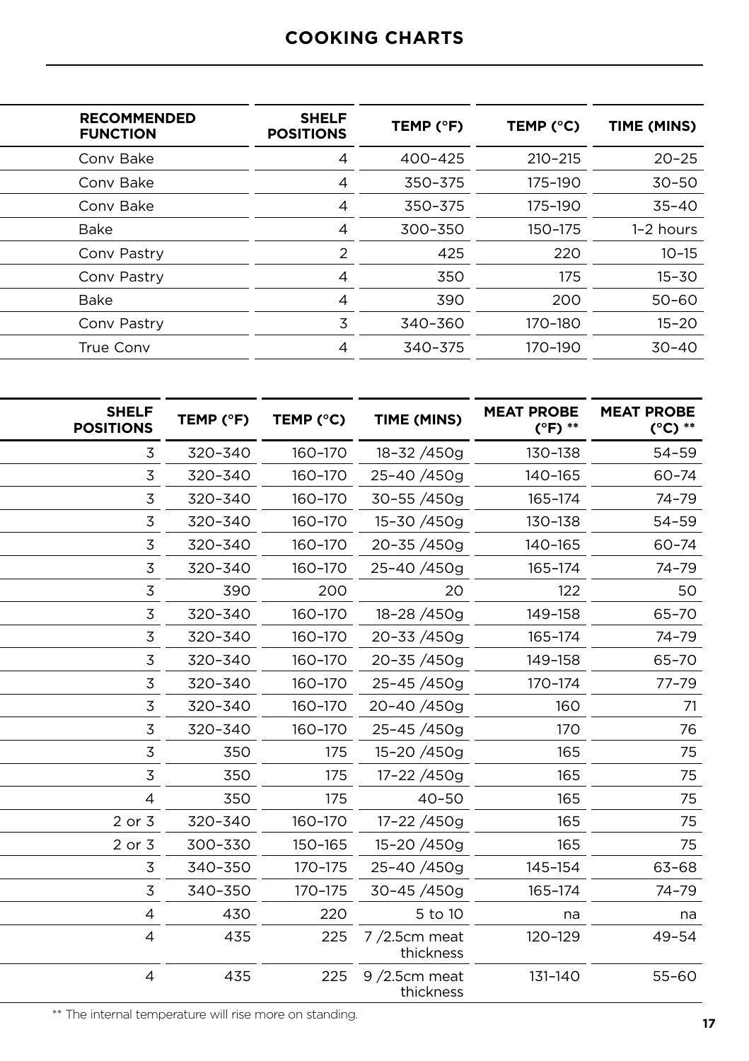# COOKING CHARTS

| RECOMMENDED FUNCTION | SHELF POSITIONS | TEMP (°F) | TEMP (°C) | TIME (MINS) |
|---|---|---|---|---|
| Conv Bake | 4 | 400–425 | 210–215 | 20–25 |
| Conv Bake | 4 | 350–375 | 175–190 | 30–50 |
| Conv Bake | 4 | 350–375 | 175–190 | 35–40 |
| Bake | 4 | 300–350 | 150–175 | 1–2 hours |
| Conv Pastry | 2 | 425 | 220 | 10–15 |
| Conv Pastry | 4 | 350 | 175 | 15–30 |
| Bake | 4 | 390 | 200 | 50–60 |
| Conv Pastry | 3 | 340–360 | 170–180 | 15–20 |
| True Conv | 4 | 340–375 | 170–190 | 30–40 |

| SHELF POSITIONS | TEMP (°F) | TEMP (°C) | TIME (MINS) | MEAT PROBE (°F) ** | MEAT PROBE (°C) ** |
|---|---|---|---|---|---|
| 3 | 320–340 | 160–170 | 18–32 /450g | 130–138 | 54–59 |
| 3 | 320–340 | 160–170 | 25–40 /450g | 140–165 | 60–74 |
| 3 | 320–340 | 160–170 | 30–55 /450g | 165–174 | 74–79 |
| 3 | 320–340 | 160–170 | 15–30 /450g | 130–138 | 54–59 |
| 3 | 320–340 | 160–170 | 20–35 /450g | 140–165 | 60–74 |
| 3 | 320–340 | 160–170 | 25–40 /450g | 165–174 | 74–79 |
| 3 | 390 | 200 | 20 | 122 | 50 |
| 3 | 320–340 | 160–170 | 18–28 /450g | 149–158 | 65–70 |
| 3 | 320–340 | 160–170 | 20–33 /450g | 165–174 | 74–79 |
| 3 | 320–340 | 160–170 | 20–35 /450g | 149–158 | 65–70 |
| 3 | 320–340 | 160–170 | 25–45 /450g | 170–174 | 77–79 |
| 3 | 320–340 | 160–170 | 20–40 /450g | 160 | 71 |
| 3 | 320–340 | 160–170 | 25–45 /450g | 170 | 76 |
| 3 | 350 | 175 | 15–20 /450g | 165 | 75 |
| 3 | 350 | 175 | 17–22 /450g | 165 | 75 |
| 4 | 350 | 175 | 40–50 | 165 | 75 |
| 2 or 3 | 320–340 | 160–170 | 17–22 /450g | 165 | 75 |
| 2 or 3 | 300–330 | 150–165 | 15–20 /450g | 165 | 75 |
| 3 | 340–350 | 170–175 | 25–40 /450g | 145–154 | 63–68 |
| 3 | 340–350 | 170–175 | 30–45 /450g | 165–174 | 74–79 |
| 4 | 430 | 220 | 5 to 10 | na | na |
| 4 | 435 | 225 | 7 /2.5cm meat thickness | 120–129 | 49–54 |
| 4 | 435 | 225 | 9 /2.5cm meat thickness | 131–140 | 55–60 |

** The internal temperature will rise more on standing.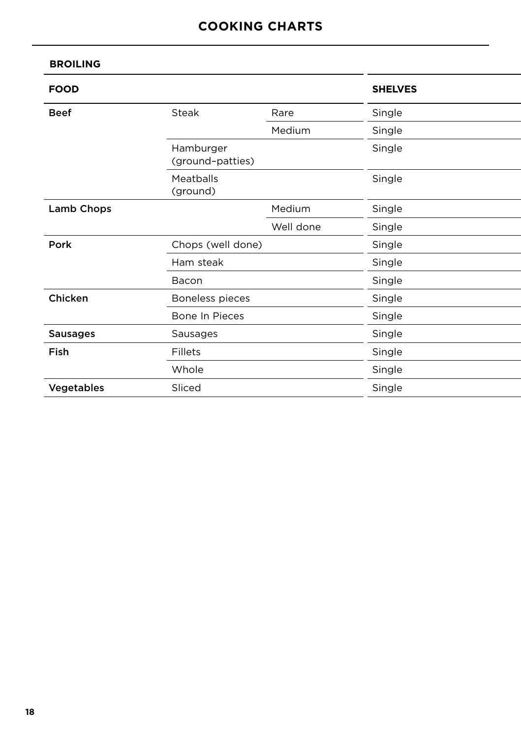# COOKING CHARTS

## BROILING

| FOOD | | | SHELVES |
|---|---|---|---|
| **Beef** | Steak | Rare | Single |
| | | Medium | Single |
| | Hamburger (ground–patties) | | Single |
| | Meatballs (ground) | | Single |
| **Lamb Chops** | | Medium | Single |
| | | Well done | Single |
| **Pork** | Chops (well done) | | Single |
| | Ham steak | | Single |
| | Bacon | | Single |
| **Chicken** | Boneless pieces | | Single |
| | Bone In Pieces | | Single |
| **Sausages** | Sausages | | Single |
| **Fish** | Fillets | | Single |
| | Whole | | Single |
| **Vegetables** | Sliced | | Single |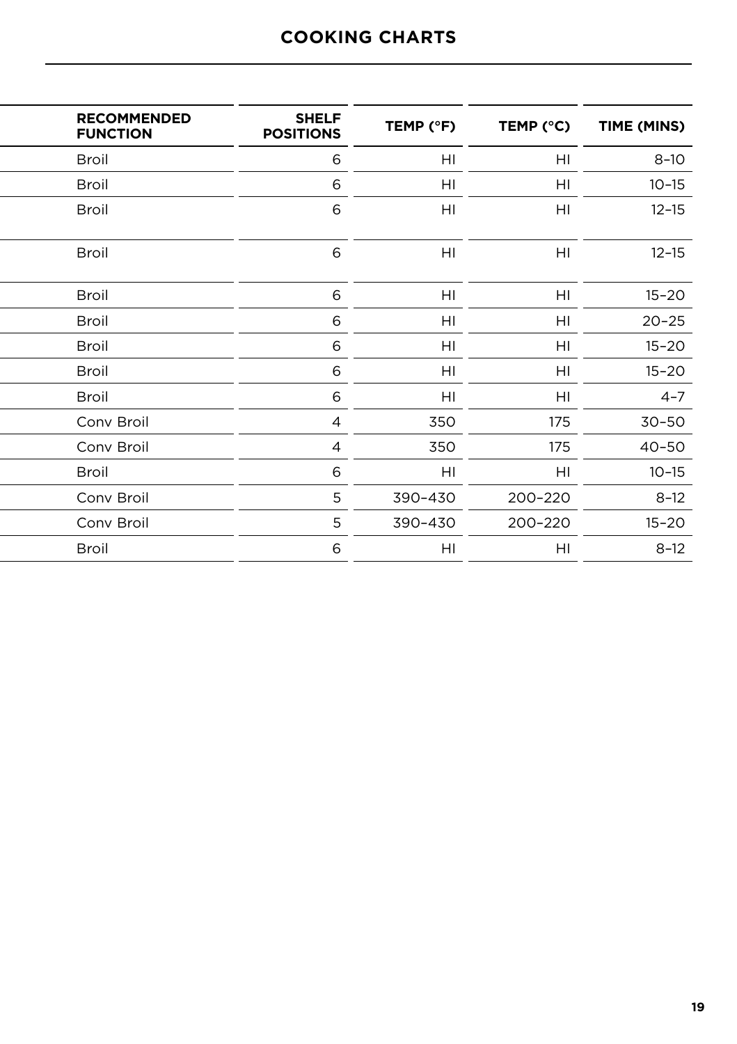## COOKING CHARTS

| RECOMMENDED FUNCTION | SHELF POSITIONS | TEMP (°F) | TEMP (°C) | TIME (MINS) |
|---|---|---|---|---|
| Broil | 6 | HI | HI | 8–10 |
| Broil | 6 | HI | HI | 10–15 |
| Broil | 6 | HI | HI | 12–15 |
| Broil | 6 | HI | HI | 12–15 |
| Broil | 6 | HI | HI | 15–20 |
| Broil | 6 | HI | HI | 20–25 |
| Broil | 6 | HI | HI | 15–20 |
| Broil | 6 | HI | HI | 15–20 |
| Broil | 6 | HI | HI | 4–7 |
| Conv Broil | 4 | 350 | 175 | 30–50 |
| Conv Broil | 4 | 350 | 175 | 40–50 |
| Broil | 6 | HI | HI | 10–15 |
| Conv Broil | 5 | 390–430 | 200–220 | 8–12 |
| Conv Broil | 5 | 390–430 | 200–220 | 15–20 |
| Broil | 6 | HI | HI | 8–12 |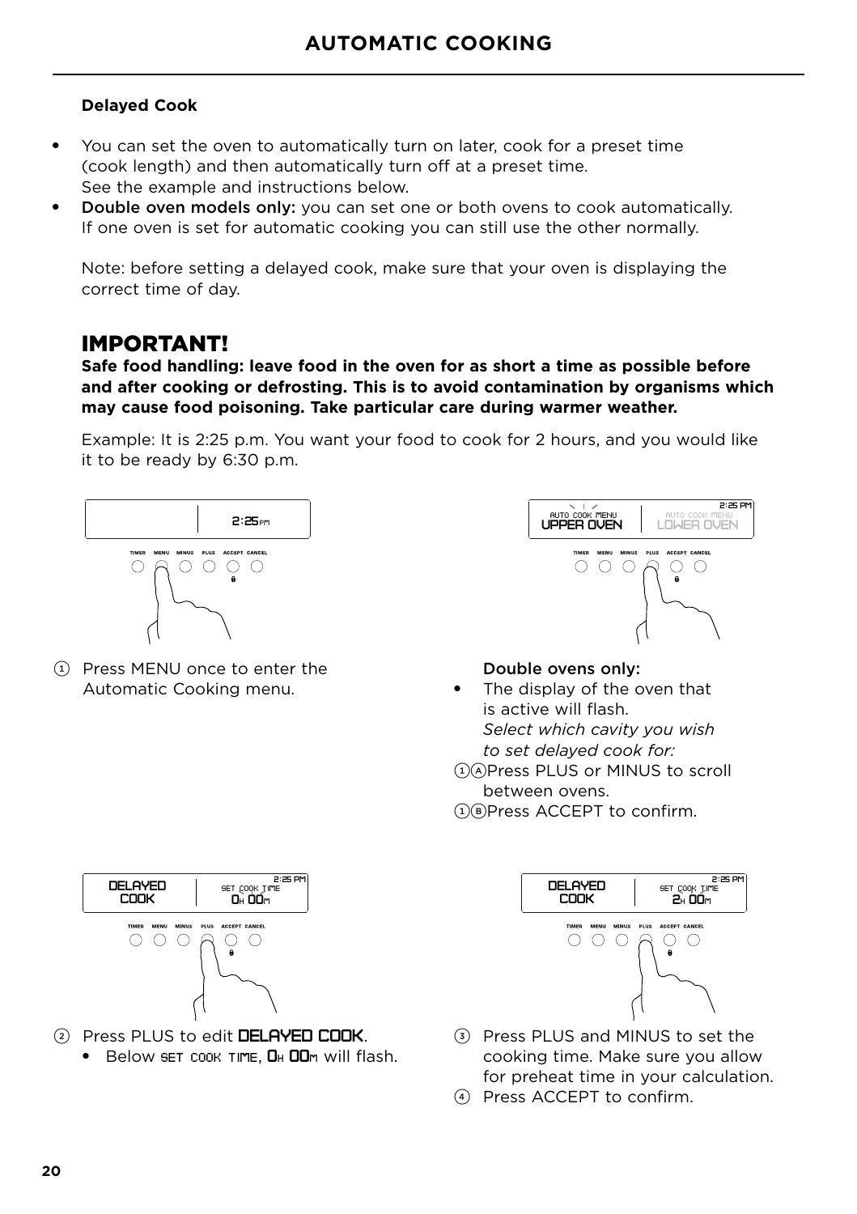# AUTOMATIC COOKING

**Delayed Cook**

- You can set the oven to automatically turn on later, cook for a preset time (cook length) and then automatically turn off at a preset time. See the example and instructions below.
- Double oven models only: you can set one or both ovens to cook automatically. If one oven is set for automatic cooking you can still use the other normally.

Note: before setting a delayed cook, make sure that your oven is displaying the correct time of day.

## IMPORTANT!

**Safe food handling: leave food in the oven for as short a time as possible before and after cooking or defrosting. This is to avoid contamination by organisms which may cause food poisoning. Take particular care during warmer weather.**

Example: It is 2:25 p.m. You want your food to cook for 2 hours, and you would like it to be ready by 6:30 p.m.

① Press MENU once to enter the Automatic Cooking menu.

Double ovens only:

- The display of the oven that is active will flash. *Select which cavity you wish to set delayed cook for:*

①Ⓐ Press PLUS or MINUS to scroll between ovens.

①Ⓑ Press ACCEPT to confirm.

② Press PLUS to edit DELAYED COOK.

- Below SET COOK TIME, 0H 00M will flash.

③ Press PLUS and MINUS to set the cooking time. Make sure you allow for preheat time in your calculation.

④ Press ACCEPT to confirm.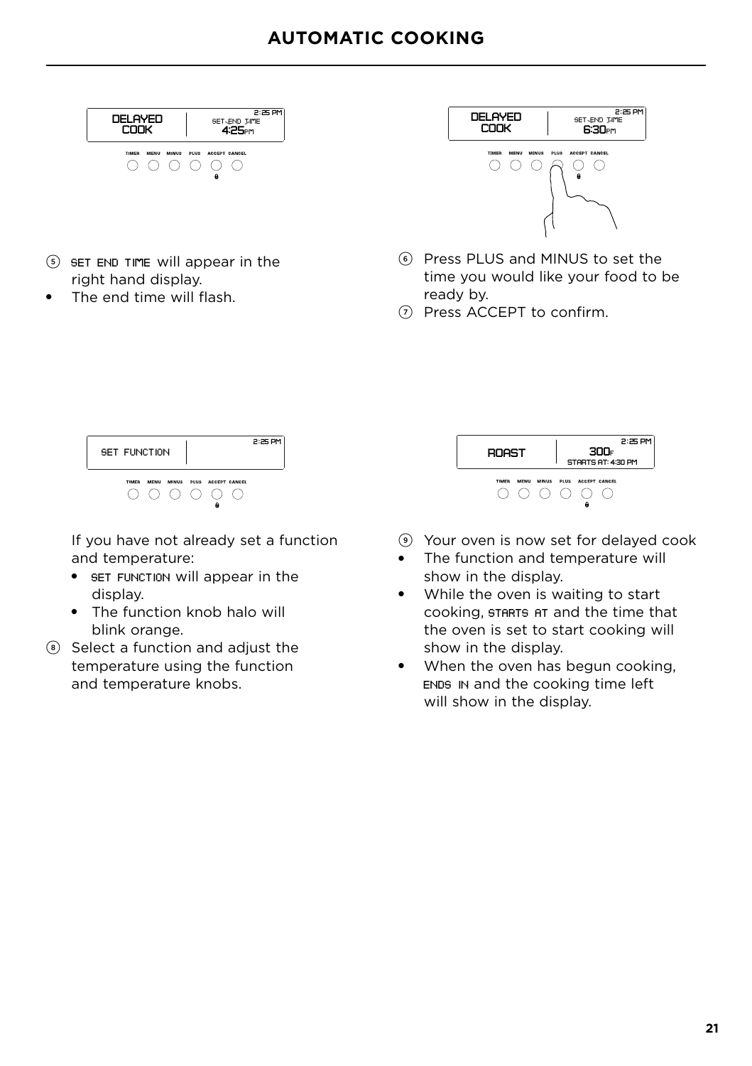# AUTOMATIC COOKING

5. SET END TIME will appear in the right hand display.
- The end time will flash.

6. Press PLUS and MINUS to set the time you would like your food to be ready by.
7. Press ACCEPT to confirm.

If you have not already set a function and temperature:
- SET FUNCTION will appear in the display.
- The function knob halo will blink orange.

8. Select a function and adjust the temperature using the function and temperature knobs.

9. Your oven is now set for delayed cook
- The function and temperature will show in the display.
- While the oven is waiting to start cooking, STARTS AT and the time that the oven is set to start cooking will show in the display.
- When the oven has begun cooking, ENDS IN and the cooking time left will show in the display.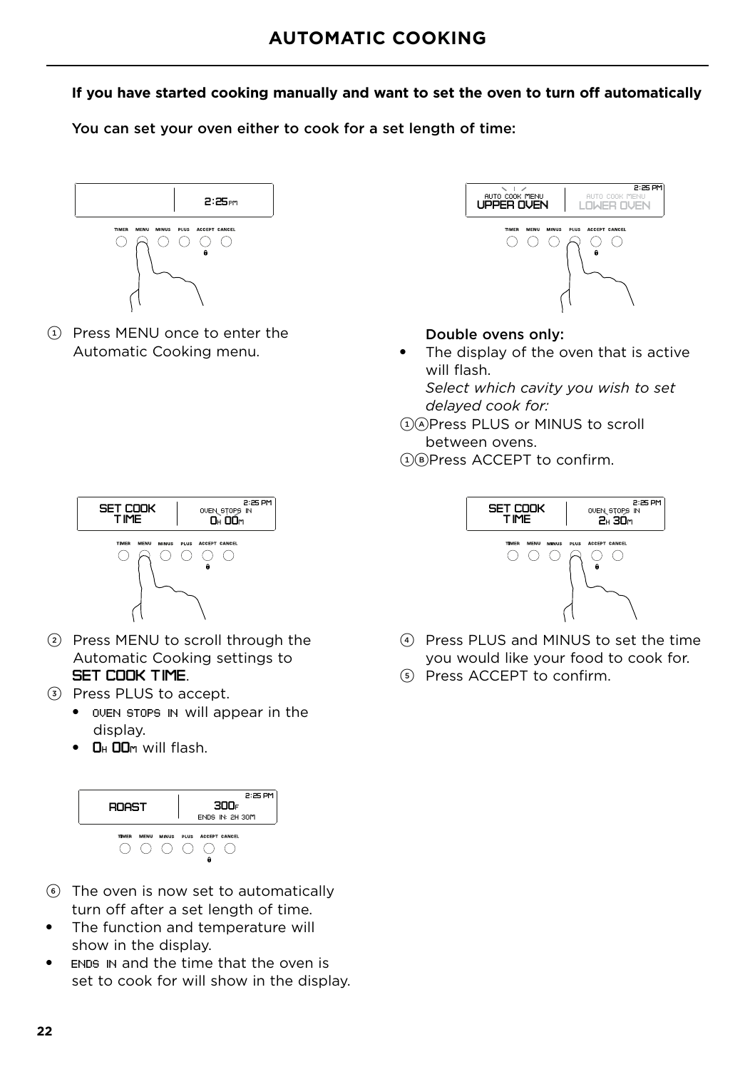# AUTOMATIC COOKING

**If you have started cooking manually and want to set the oven to turn off automatically**

You can set your oven either to cook for a set length of time:

1. Press MENU once to enter the Automatic Cooking menu.

**Double ovens only:**

- The display of the oven that is active will flash.
  *Select which cavity you wish to set delayed cook for:*

1A Press PLUS or MINUS to scroll between ovens.

1B Press ACCEPT to confirm.

2. Press MENU to scroll through the Automatic Cooking settings to SET COOK TIME.
3. Press PLUS to accept.
   - OVEN STOPS IN will appear in the display.
   - 0H 00M will flash.
4. Press PLUS and MINUS to set the time you would like your food to cook for.
5. Press ACCEPT to confirm.
6. The oven is now set to automatically turn off after a set length of time.

- The function and temperature will show in the display.
- ENDS IN and the time that the oven is set to cook for will show in the display.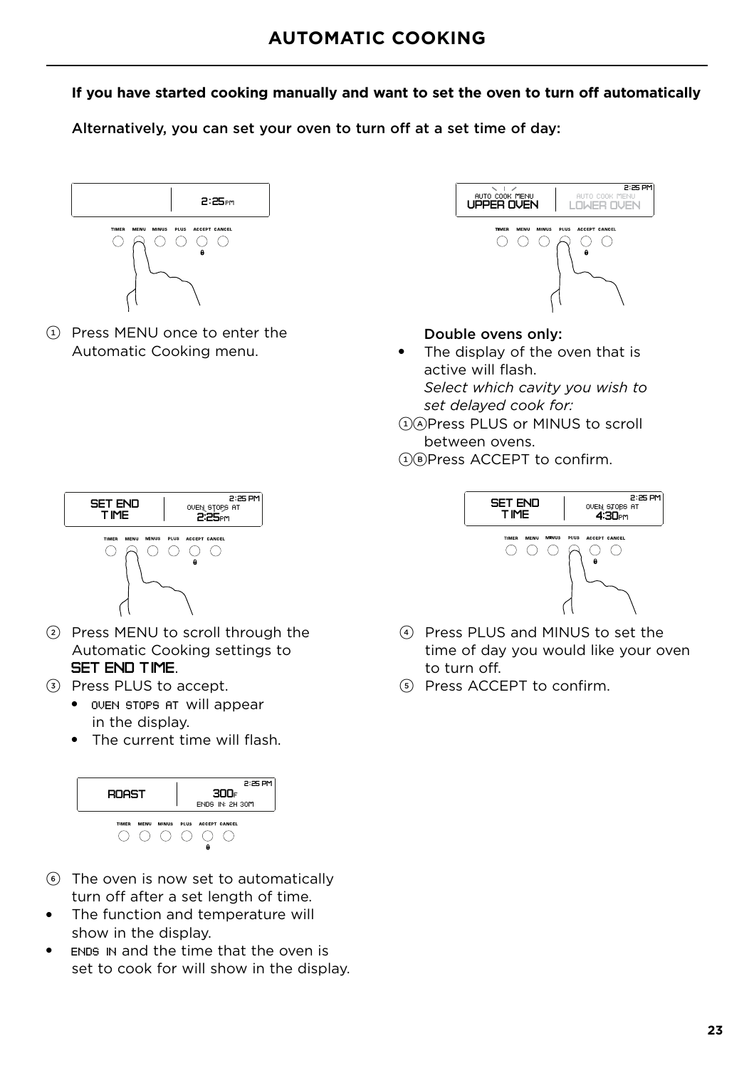# AUTOMATIC COOKING

**If you have started cooking manually and want to set the oven to turn off automatically**

Alternatively, you can set your oven to turn off at a set time of day:

① Press MENU once to enter the Automatic Cooking menu.

**Double ovens only:**

- The display of the oven that is active will flash.
  *Select which cavity you wish to set delayed cook for:*

①Ⓐ Press PLUS or MINUS to scroll between ovens.

①Ⓑ Press ACCEPT to confirm.

② Press MENU to scroll through the Automatic Cooking settings to SET END TIME.

③ Press PLUS to accept.

- OVEN STOPS AT will appear in the display.
- The current time will flash.

④ Press PLUS and MINUS to set the time of day you would like your oven to turn off.

⑤ Press ACCEPT to confirm.

⑥ The oven is now set to automatically turn off after a set length of time.

- The function and temperature will show in the display.
- ENDS IN and the time that the oven is set to cook for will show in the display.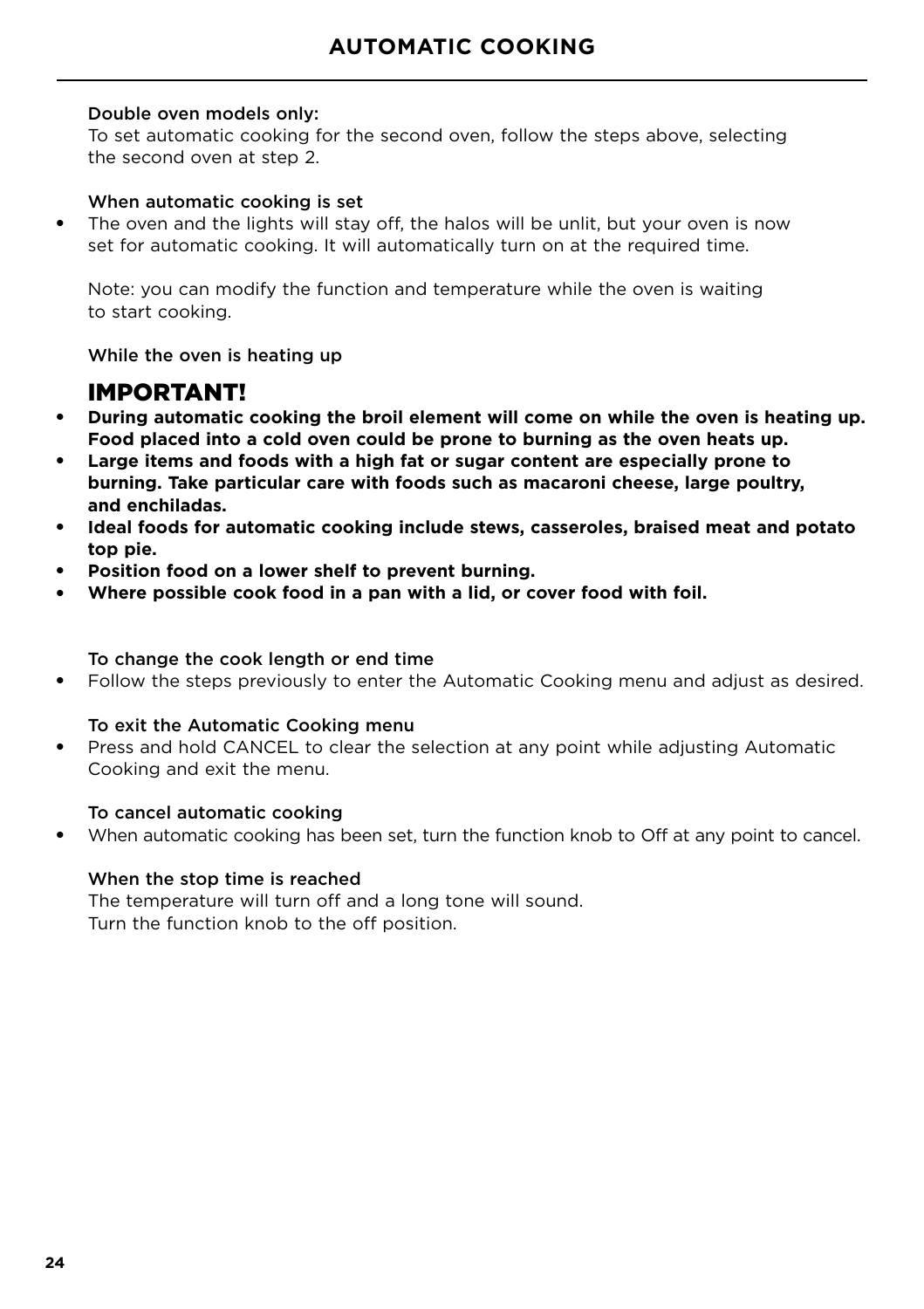# AUTOMATIC COOKING

**Double oven models only:**
To set automatic cooking for the second oven, follow the steps above, selecting the second oven at step 2.

**When automatic cooking is set**

- The oven and the lights will stay off, the halos will be unlit, but your oven is now set for automatic cooking. It will automatically turn on at the required time.

Note: you can modify the function and temperature while the oven is waiting to start cooking.

**While the oven is heating up**

## IMPORTANT!

- **During automatic cooking the broil element will come on while the oven is heating up. Food placed into a cold oven could be prone to burning as the oven heats up.**
- **Large items and foods with a high fat or sugar content are especially prone to burning. Take particular care with foods such as macaroni cheese, large poultry, and enchiladas.**
- **Ideal foods for automatic cooking include stews, casseroles, braised meat and potato top pie.**
- **Position food on a lower shelf to prevent burning.**
- **Where possible cook food in a pan with a lid, or cover food with foil.**

**To change the cook length or end time**

- Follow the steps previously to enter the Automatic Cooking menu and adjust as desired.

**To exit the Automatic Cooking menu**

- Press and hold CANCEL to clear the selection at any point while adjusting Automatic Cooking and exit the menu.

**To cancel automatic cooking**

- When automatic cooking has been set, turn the function knob to Off at any point to cancel.

**When the stop time is reached**
The temperature will turn off and a long tone will sound.
Turn the function knob to the off position.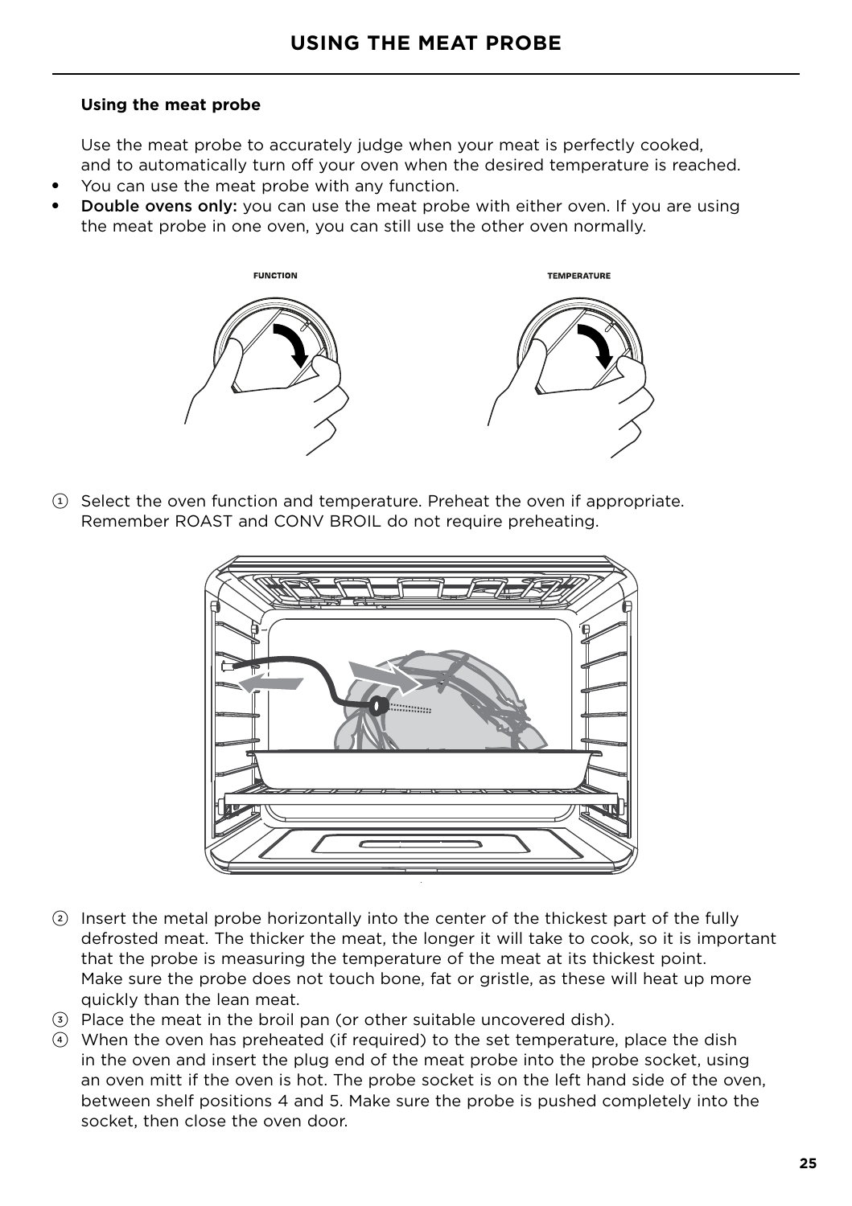# USING THE MEAT PROBE

**Using the meat probe**

Use the meat probe to accurately judge when your meat is perfectly cooked, and to automatically turn off your oven when the desired temperature is reached.

- You can use the meat probe with any function.
- Double ovens only: you can use the meat probe with either oven. If you are using the meat probe in one oven, you can still use the other oven normally.

FUNCTION

TEMPERATURE

1. Select the oven function and temperature. Preheat the oven if appropriate. Remember ROAST and CONV BROIL do not require preheating.

2. Insert the metal probe horizontally into the center of the thickest part of the fully defrosted meat. The thicker the meat, the longer it will take to cook, so it is important that the probe is measuring the temperature of the meat at its thickest point. Make sure the probe does not touch bone, fat or gristle, as these will heat up more quickly than the lean meat.
3. Place the meat in the broil pan (or other suitable uncovered dish).
4. When the oven has preheated (if required) to the set temperature, place the dish in the oven and insert the plug end of the meat probe into the probe socket, using an oven mitt if the oven is hot. The probe socket is on the left hand side of the oven, between shelf positions 4 and 5. Make sure the probe is pushed completely into the socket, then close the oven door.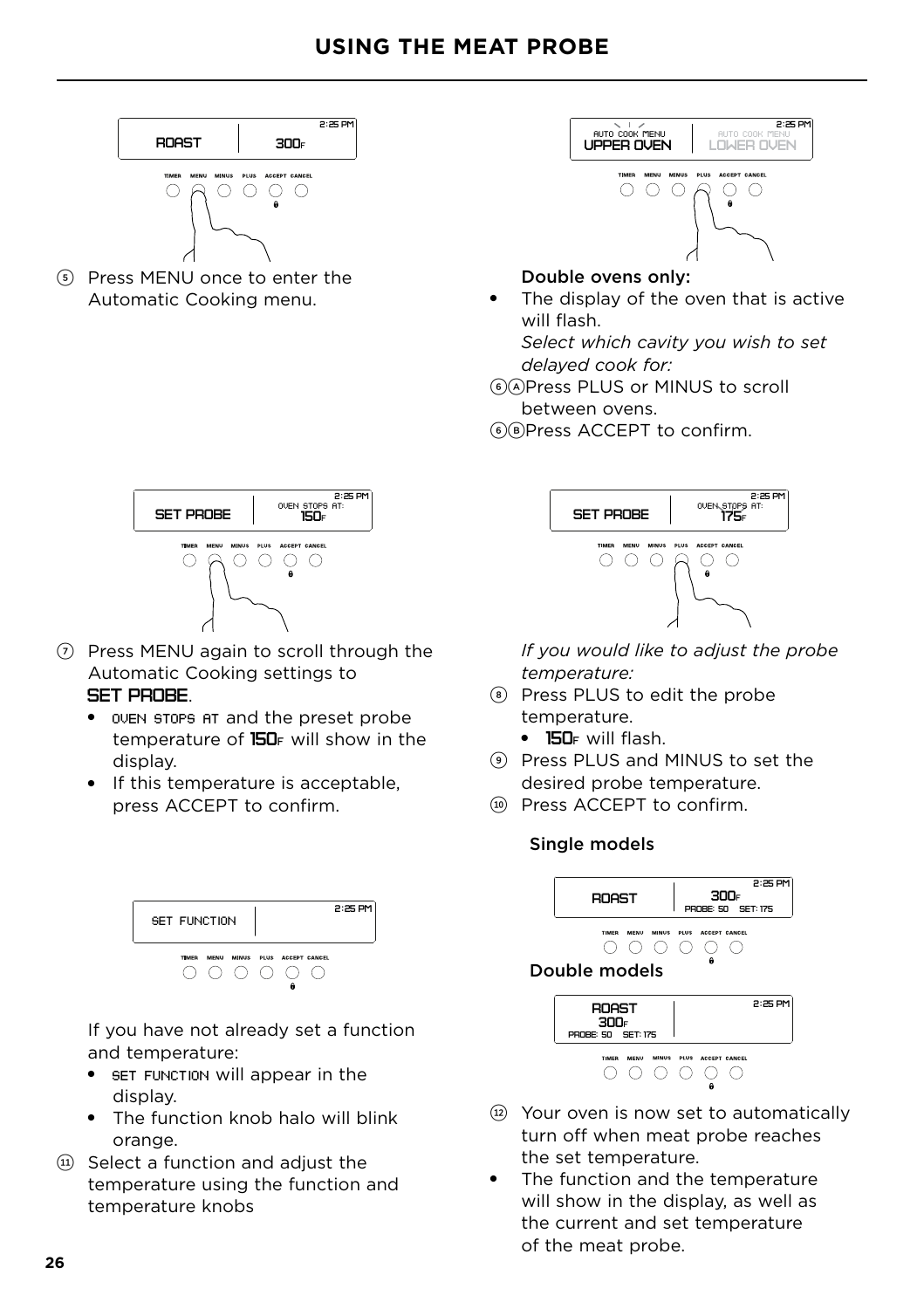# USING THE MEAT PROBE

⑤ Press MENU once to enter the Automatic Cooking menu.

**Double ovens only:**

- The display of the oven that is active will flash.
  *Select which cavity you wish to set delayed cook for:*

⑥Ⓐ Press PLUS or MINUS to scroll between ovens.

⑥Ⓑ Press ACCEPT to confirm.

⑦ Press MENU again to scroll through the Automatic Cooking settings to **SET PROBE**.

- OVEN STOPS AT and the preset probe temperature of **150**F will show in the display.
- If this temperature is acceptable, press ACCEPT to confirm.

*If you would like to adjust the probe temperature:*

⑧ Press PLUS to edit the probe temperature.

- **150**F will flash.

⑨ Press PLUS and MINUS to set the desired probe temperature.

⑩ Press ACCEPT to confirm.

If you have not already set a function and temperature:

- SET FUNCTION will appear in the display.
- The function knob halo will blink orange.

⑪ Select a function and adjust the temperature using the function and temperature knobs

Single models

Double models

⑫ Your oven is now set to automatically turn off when meat probe reaches the set temperature.

- The function and the temperature will show in the display, as well as the current and set temperature of the meat probe.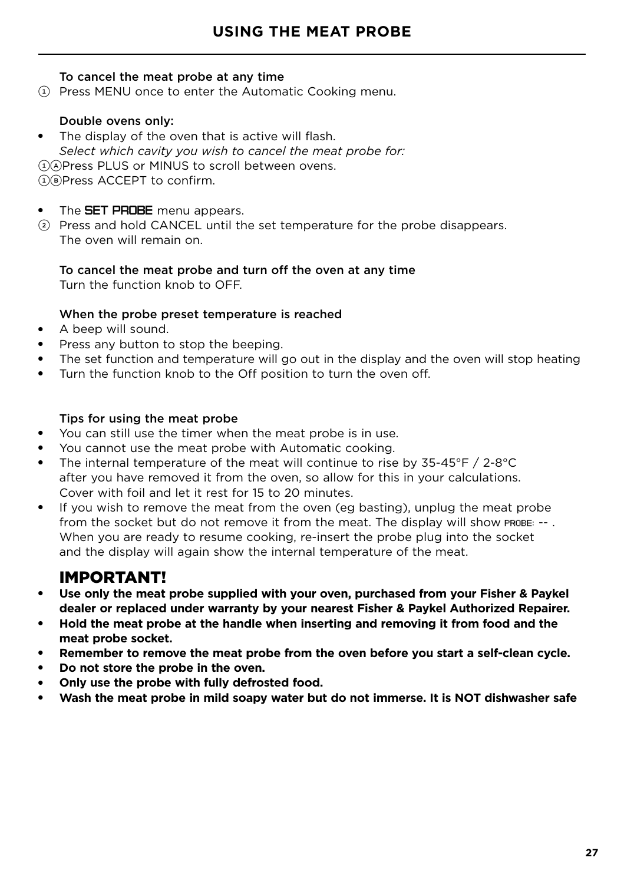## USING THE MEAT PROBE

**To cancel the meat probe at any time**

① Press MENU once to enter the Automatic Cooking menu.

**Double ovens only:**

- The display of the oven that is active will flash.
  *Select which cavity you wish to cancel the meat probe for:*

①Ⓐ Press PLUS or MINUS to scroll between ovens.

①Ⓑ Press ACCEPT to confirm.

- The SET PROBE menu appears.

② Press and hold CANCEL until the set temperature for the probe disappears. The oven will remain on.

**To cancel the meat probe and turn off the oven at any time**

Turn the function knob to OFF.

**When the probe preset temperature is reached**

- A beep will sound.
- Press any button to stop the beeping.
- The set function and temperature will go out in the display and the oven will stop heating
- Turn the function knob to the Off position to turn the oven off.

**Tips for using the meat probe**

- You can still use the timer when the meat probe is in use.
- You cannot use the meat probe with Automatic cooking.
- The internal temperature of the meat will continue to rise by 35-45°F / 2-8°C after you have removed it from the oven, so allow for this in your calculations. Cover with foil and let it rest for 15 to 20 minutes.
- If you wish to remove the meat from the oven (eg basting), unplug the meat probe from the socket but do not remove it from the meat. The display will show PROBE: -- . When you are ready to resume cooking, re-insert the probe plug into the socket and the display will again show the internal temperature of the meat.

## IMPORTANT!

- **Use only the meat probe supplied with your oven, purchased from your Fisher & Paykel dealer or replaced under warranty by your nearest Fisher & Paykel Authorized Repairer.**
- **Hold the meat probe at the handle when inserting and removing it from food and the meat probe socket.**
- **Remember to remove the meat probe from the oven before you start a self-clean cycle.**
- **Do not store the probe in the oven.**
- **Only use the probe with fully defrosted food.**
- **Wash the meat probe in mild soapy water but do not immerse. It is NOT dishwasher safe**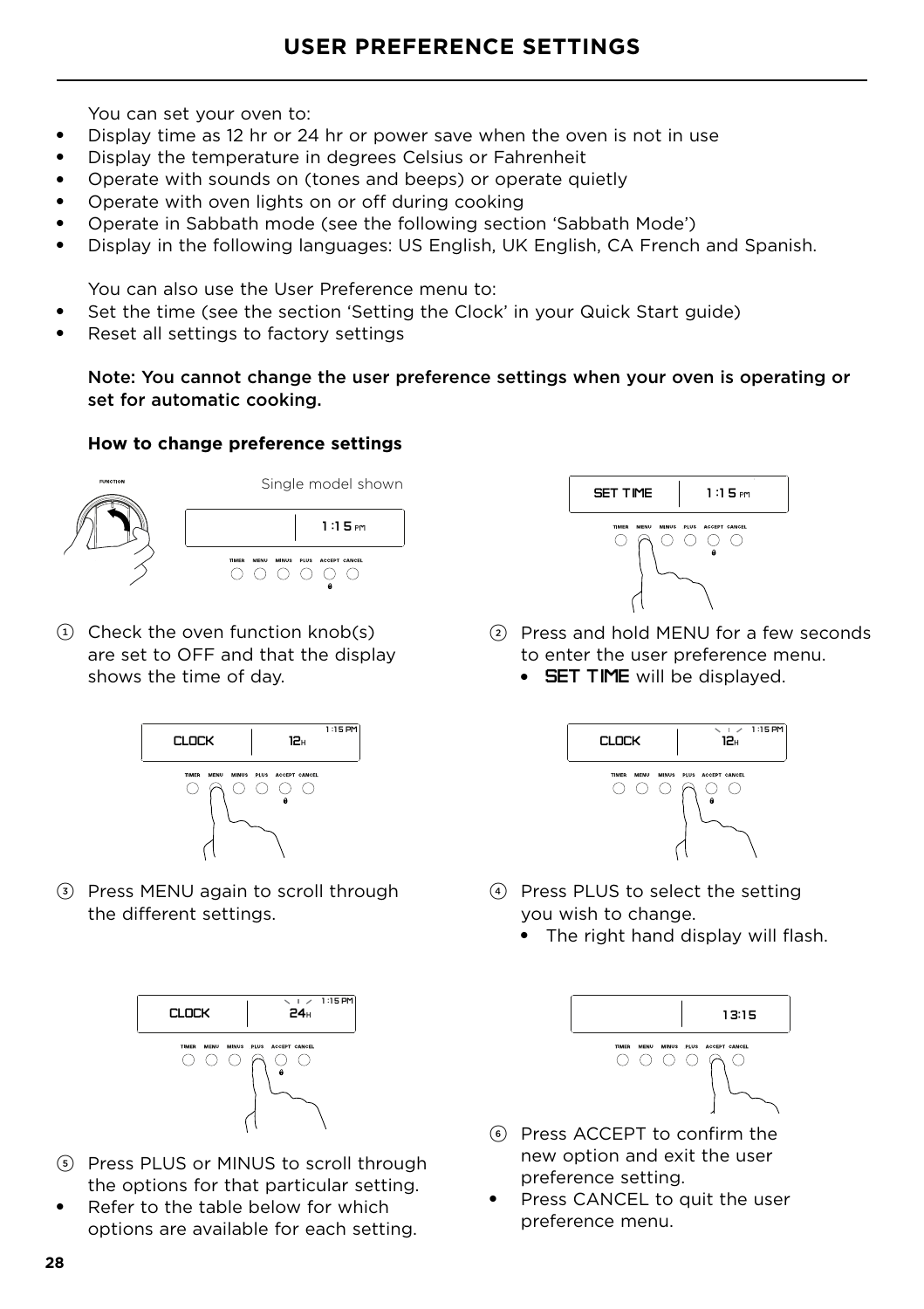# USER PREFERENCE SETTINGS

You can set your oven to:

- Display time as 12 hr or 24 hr or power save when the oven is not in use
- Display the temperature in degrees Celsius or Fahrenheit
- Operate with sounds on (tones and beeps) or operate quietly
- Operate with oven lights on or off during cooking
- Operate in Sabbath mode (see the following section 'Sabbath Mode')
- Display in the following languages: US English, UK English, CA French and Spanish.

You can also use the User Preference menu to:

- Set the time (see the section 'Setting the Clock' in your Quick Start guide)
- Reset all settings to factory settings

**Note: You cannot change the user preference settings when your oven is operating or set for automatic cooking.**

**How to change preference settings**

Single model shown

1. Check the oven function knob(s) are set to OFF and that the display shows the time of day.
2. Press and hold MENU for a few seconds to enter the user preference menu.
   - SET TIME will be displayed.
3. Press MENU again to scroll through the different settings.
4. Press PLUS to select the setting you wish to change.
   - The right hand display will flash.
5. Press PLUS or MINUS to scroll through the options for that particular setting.
   - Refer to the table below for which options are available for each setting.
6. Press ACCEPT to confirm the new option and exit the user preference setting.
   - Press CANCEL to quit the user preference menu.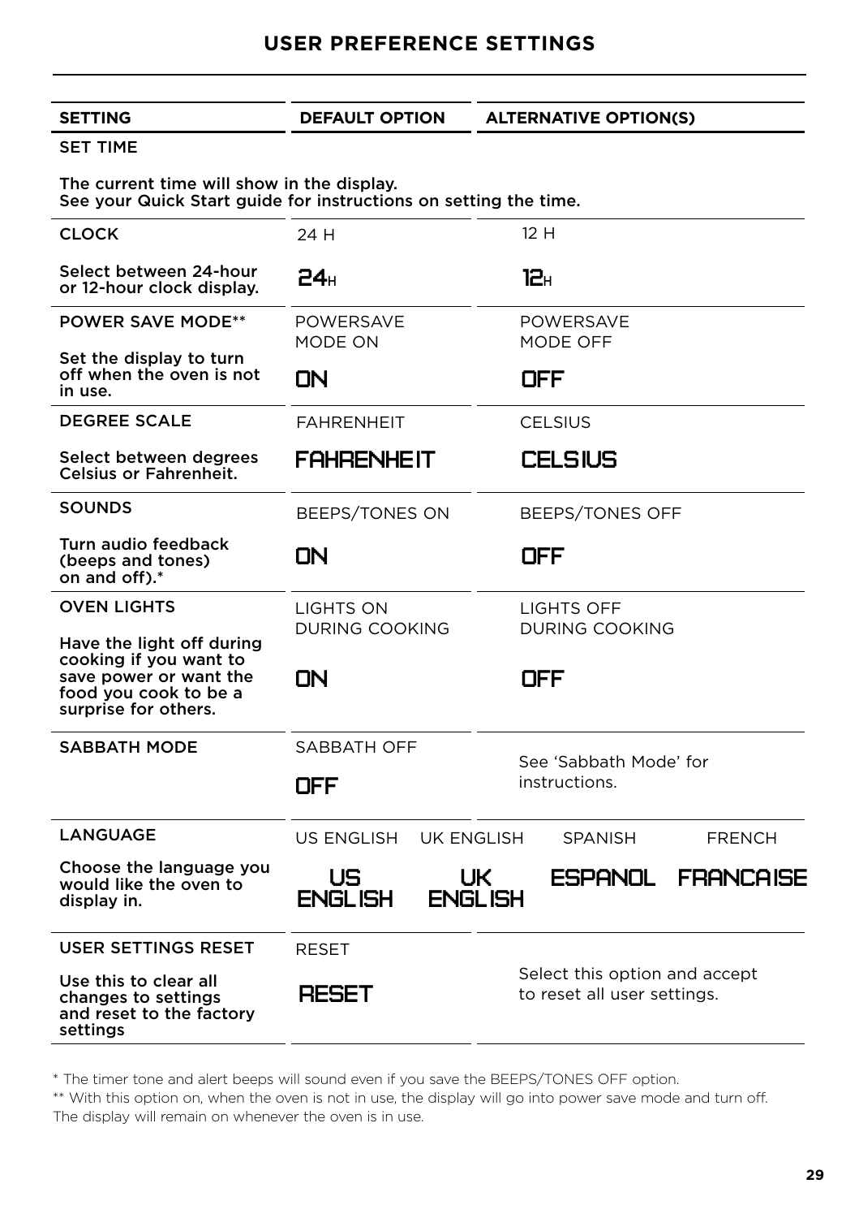# USER PREFERENCE SETTINGS

| SETTING | DEFAULT OPTION | ALTERNATIVE OPTION(S) |
|---|---|---|
| **SET TIME**<br><br>The current time will show in the display. See your Quick Start guide for instructions on setting the time. | | |
| **CLOCK**<br><br>Select between 24-hour or 12-hour clock display. | 24 H<br><br>24H | 12 H<br><br>12H |
| **POWER SAVE MODE****<br><br>Set the display to turn off when the oven is not in use. | POWERSAVE MODE ON<br><br>ON | POWERSAVE MODE OFF<br><br>OFF |
| **DEGREE SCALE**<br><br>Select between degrees Celsius or Fahrenheit. | FAHRENHEIT<br><br>FAHRENHEIT | CELSIUS<br><br>CELSIUS |
| **SOUNDS**<br><br>Turn audio feedback (beeps and tones) on and off).* | BEEPS/TONES ON<br><br>ON | BEEPS/TONES OFF<br><br>OFF |
| **OVEN LIGHTS**<br><br>Have the light off during cooking if you want to save power or want the food you cook to be a surprise for others. | LIGHTS ON DURING COOKING<br><br>ON | LIGHTS OFF DURING COOKING<br><br>OFF |
| **SABBATH MODE** | SABBATH OFF<br><br>OFF | See 'Sabbath Mode' for instructions. |
| **LANGUAGE**<br><br>Choose the language you would like the oven to display in. | US ENGLISH<br><br>US ENGLISH | UK ENGLISH / SPANISH / FRENCH<br><br>UK ENGLISH / ESPANOL / FRANCAISE |
| **USER SETTINGS RESET**<br><br>Use this to clear all changes to settings and reset to the factory settings | RESET<br><br>RESET | Select this option and accept to reset all user settings. |

* The timer tone and alert beeps will sound even if you save the BEEPS/TONES OFF option.

** With this option on, when the oven is not in use, the display will go into power save mode and turn off. The display will remain on whenever the oven is in use.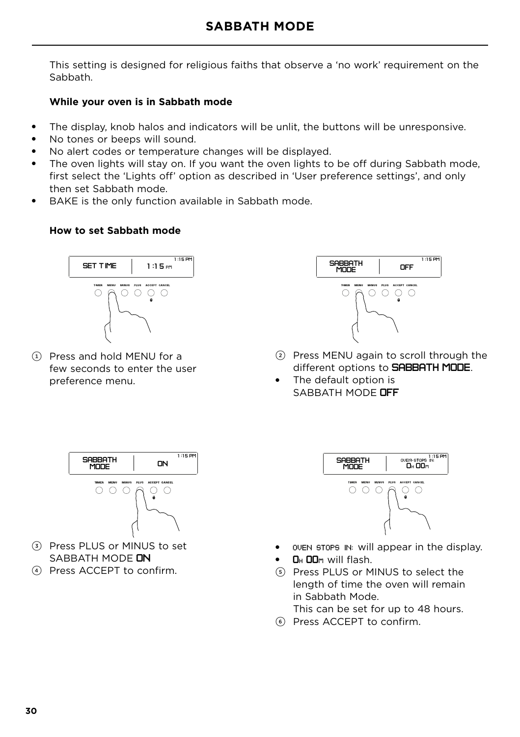# SABBATH MODE

This setting is designed for religious faiths that observe a 'no work' requirement on the Sabbath.

**While your oven is in Sabbath mode**

- The display, knob halos and indicators will be unlit, the buttons will be unresponsive.
- No tones or beeps will sound.
- No alert codes or temperature changes will be displayed.
- The oven lights will stay on. If you want the oven lights to be off during Sabbath mode, first select the 'Lights off' option as described in 'User preference settings', and only then set Sabbath mode.
- BAKE is the only function available in Sabbath mode.

**How to set Sabbath mode**

① Press and hold MENU for a few seconds to enter the user preference menu.

② Press MENU again to scroll through the different options to SABBATH MODE.
- The default option is SABBATH MODE OFF

③ Press PLUS or MINUS to set SABBATH MODE ON

④ Press ACCEPT to confirm.

- OVEN STOPS IN: will appear in the display.
- 0H 00M will flash.

⑤ Press PLUS or MINUS to select the length of time the oven will remain in Sabbath Mode.
This can be set for up to 48 hours.

⑥ Press ACCEPT to confirm.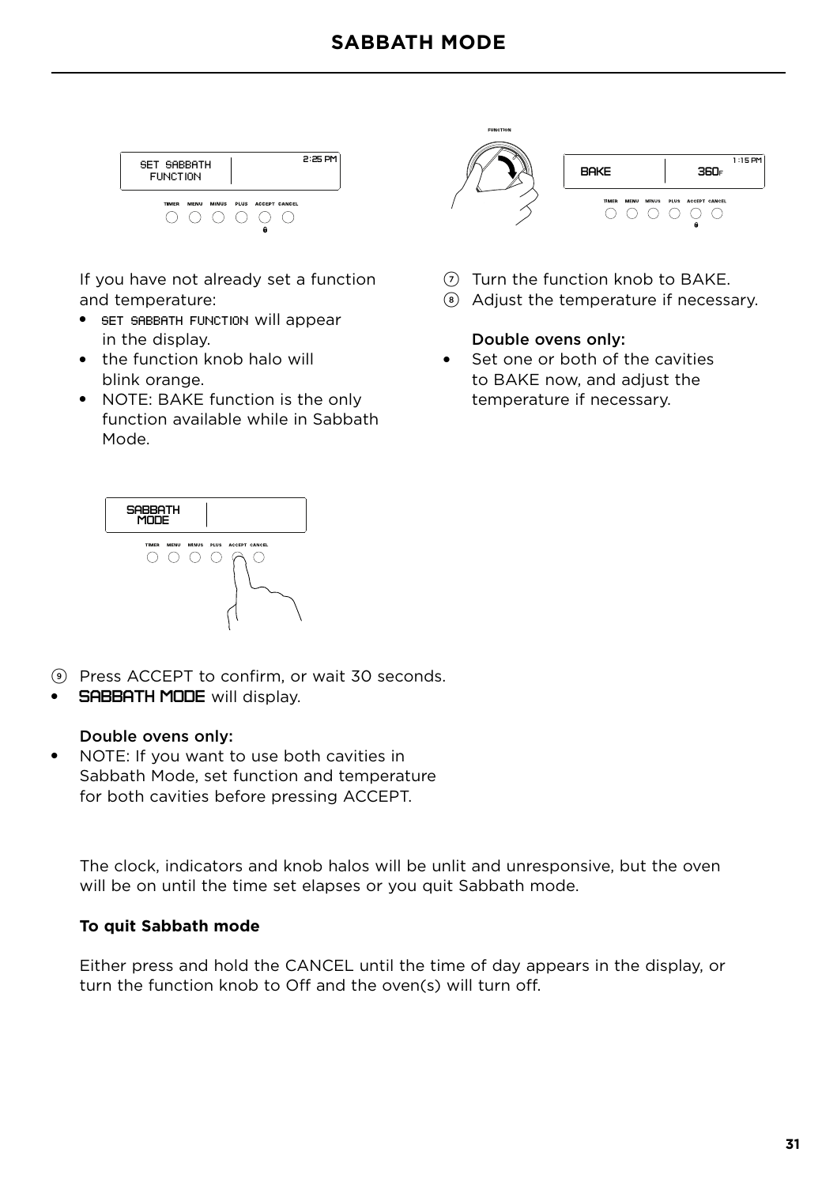# SABBATH MODE

If you have not already set a function and temperature:

- SET SABBATH FUNCTION will appear in the display.
- the function knob halo will blink orange.
- NOTE: BAKE function is the only function available while in Sabbath Mode.

7. Turn the function knob to BAKE.
8. Adjust the temperature if necessary.

Double ovens only:

- Set one or both of the cavities to BAKE now, and adjust the temperature if necessary.

9. Press ACCEPT to confirm, or wait 30 seconds.

- SABBATH MODE will display.

Double ovens only:

- NOTE: If you want to use both cavities in Sabbath Mode, set function and temperature for both cavities before pressing ACCEPT.

The clock, indicators and knob halos will be unlit and unresponsive, but the oven will be on until the time set elapses or you quit Sabbath mode.

**To quit Sabbath mode**

Either press and hold the CANCEL until the time of day appears in the display, or turn the function knob to Off and the oven(s) will turn off.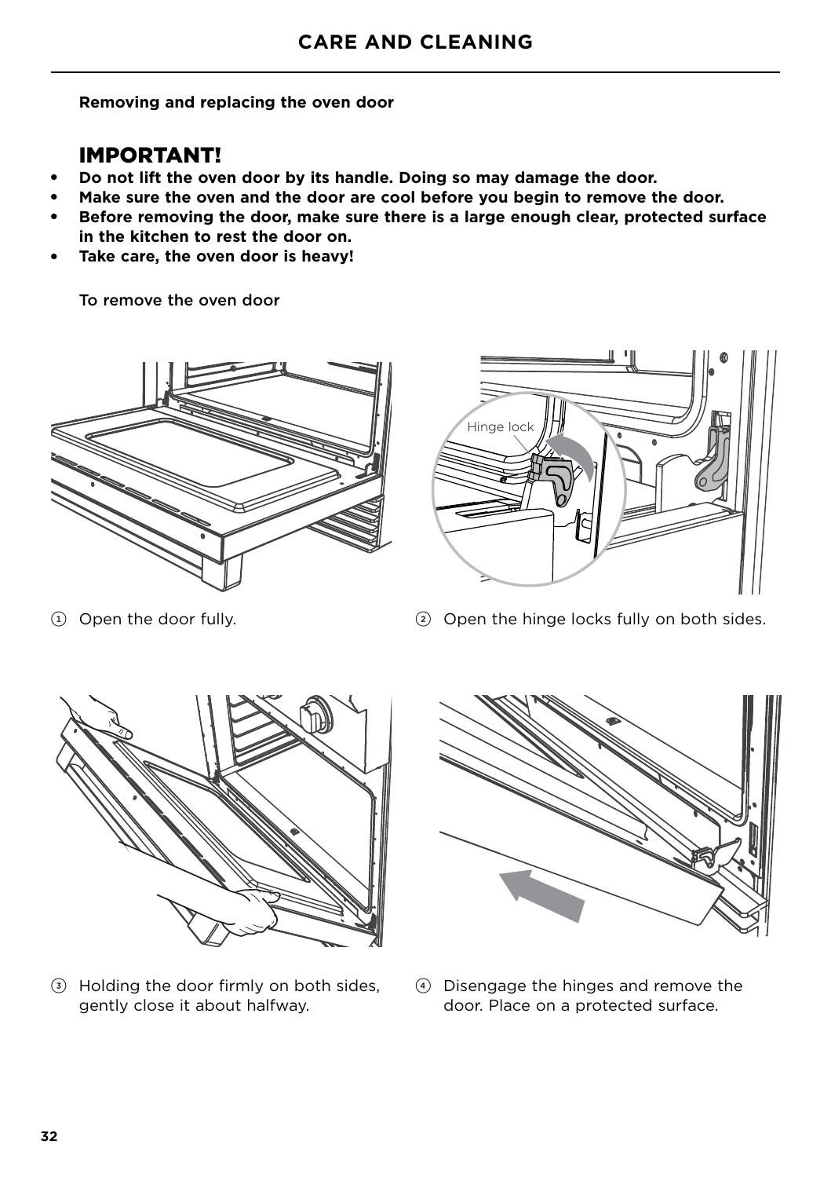# CARE AND CLEANING

**Removing and replacing the oven door**

## IMPORTANT!

- **Do not lift the oven door by its handle. Doing so may damage the door.**
- **Make sure the oven and the door are cool before you begin to remove the door.**
- **Before removing the door, make sure there is a large enough clear, protected surface in the kitchen to rest the door on.**
- **Take care, the oven door is heavy!**

To remove the oven door

1. Open the door fully.
2. Open the hinge locks fully on both sides.
3. Holding the door firmly on both sides, gently close it about halfway.
4. Disengage the hinges and remove the door. Place on a protected surface.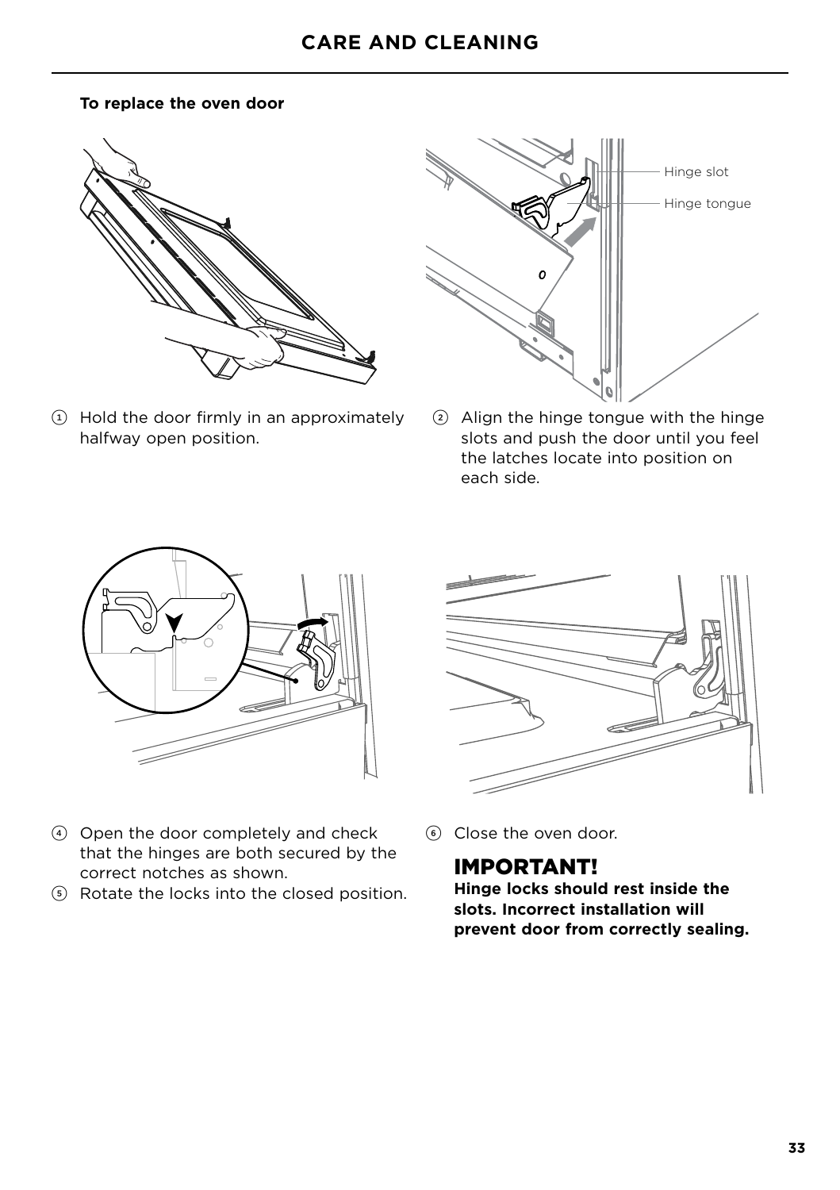### To replace the oven door

Hinge slot

Hinge tongue

1. Hold the door firmly in an approximately halfway open position.
2. Align the hinge tongue with the hinge slots and push the door until you feel the latches locate into position on each side.

4. Open the door completely and check that the hinges are both secured by the correct notches as shown.
5. Rotate the locks into the closed position.
6. Close the oven door.

## IMPORTANT!

**Hinge locks should rest inside the slots. Incorrect installation will prevent door from correctly sealing.**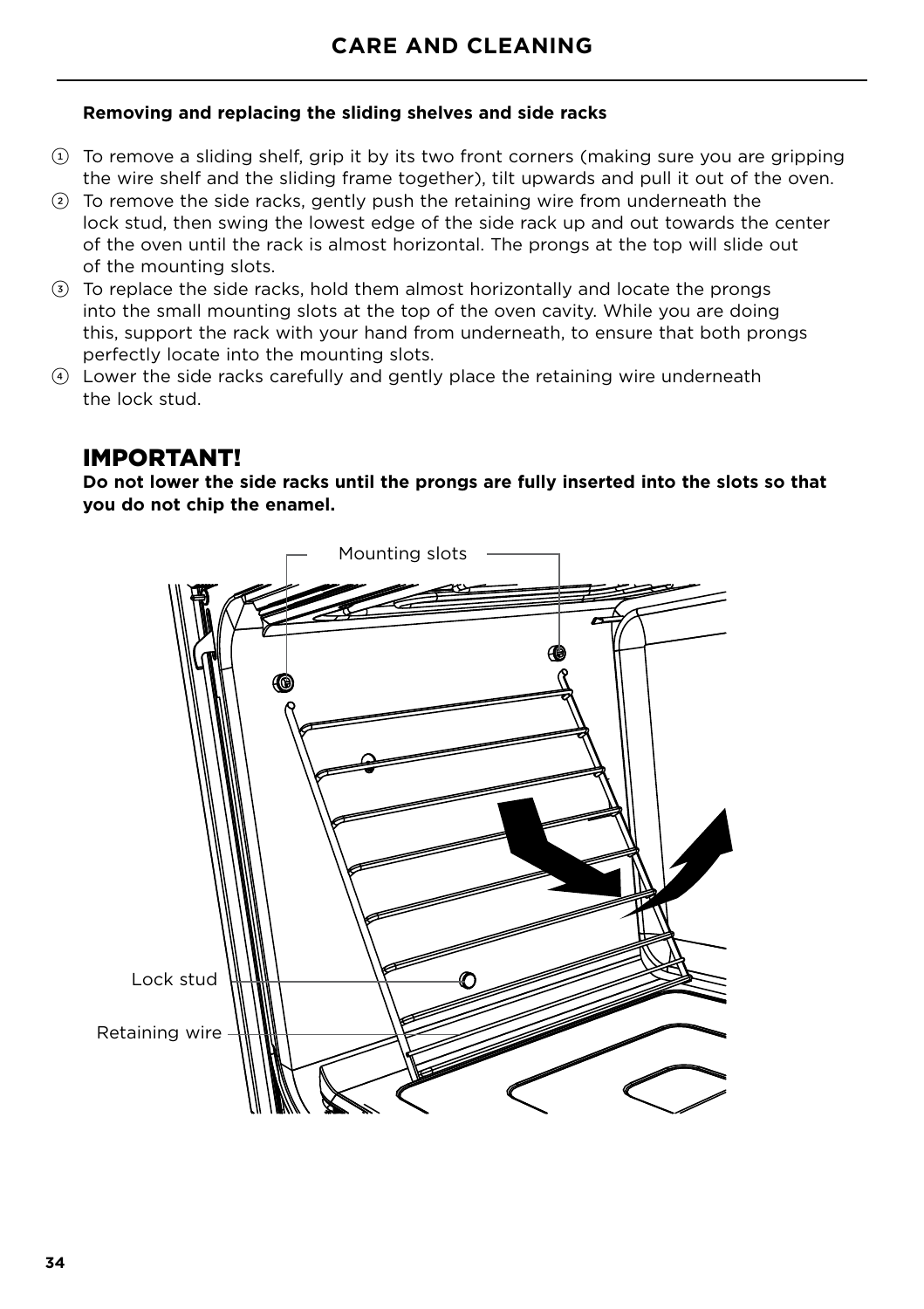## Removing and replacing the sliding shelves and side racks

1. To remove a sliding shelf, grip it by its two front corners (making sure you are gripping the wire shelf and the sliding frame together), tilt upwards and pull it out of the oven.
2. To remove the side racks, gently push the retaining wire from underneath the lock stud, then swing the lowest edge of the side rack up and out towards the center of the oven until the rack is almost horizontal. The prongs at the top will slide out of the mounting slots.
3. To replace the side racks, hold them almost horizontally and locate the prongs into the small mounting slots at the top of the oven cavity. While you are doing this, support the rack with your hand from underneath, to ensure that both prongs perfectly locate into the mounting slots.
4. Lower the side racks carefully and gently place the retaining wire underneath the lock stud.

## IMPORTANT!

**Do not lower the side racks until the prongs are fully inserted into the slots so that you do not chip the enamel.**

Mounting slots

Lock stud

Retaining wire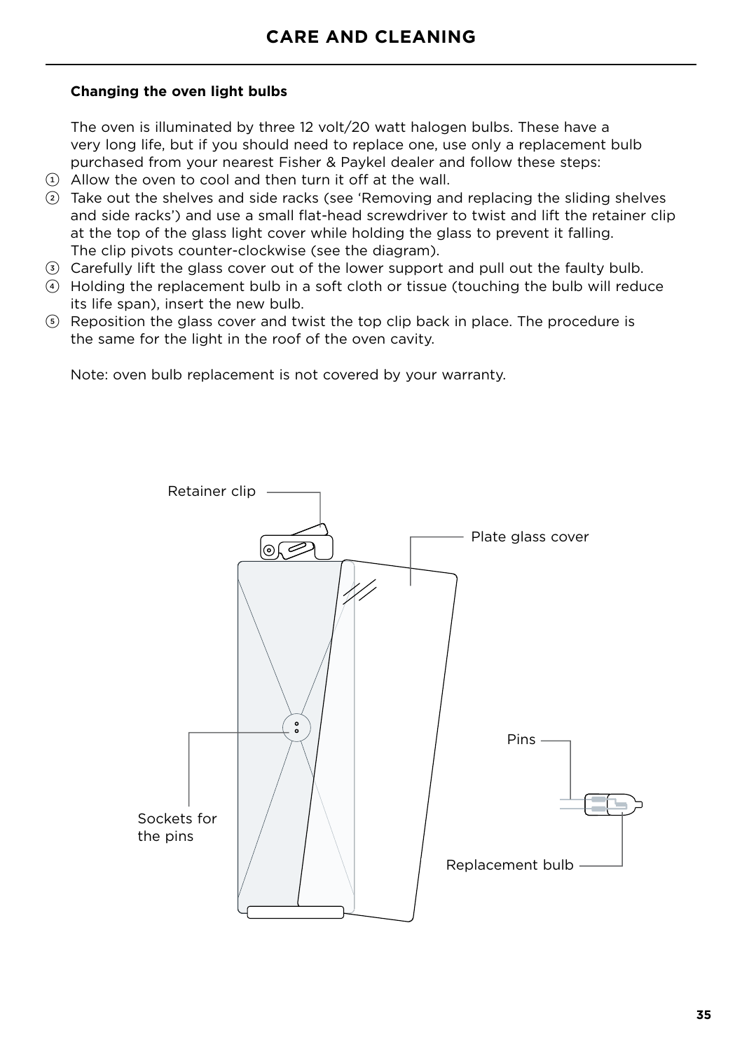## CARE AND CLEANING

**Changing the oven light bulbs**

The oven is illuminated by three 12 volt/20 watt halogen bulbs. These have a very long life, but if you should need to replace one, use only a replacement bulb purchased from your nearest Fisher & Paykel dealer and follow these steps:

1. Allow the oven to cool and then turn it off at the wall.
2. Take out the shelves and side racks (see 'Removing and replacing the sliding shelves and side racks') and use a small flat-head screwdriver to twist and lift the retainer clip at the top of the glass light cover while holding the glass to prevent it falling. The clip pivots counter-clockwise (see the diagram).
3. Carefully lift the glass cover out of the lower support and pull out the faulty bulb.
4. Holding the replacement bulb in a soft cloth or tissue (touching the bulb will reduce its life span), insert the new bulb.
5. Reposition the glass cover and twist the top clip back in place. The procedure is the same for the light in the roof of the oven cavity.

Note: oven bulb replacement is not covered by your warranty.

Retainer clip

Plate glass cover

Pins

Sockets for the pins

Replacement bulb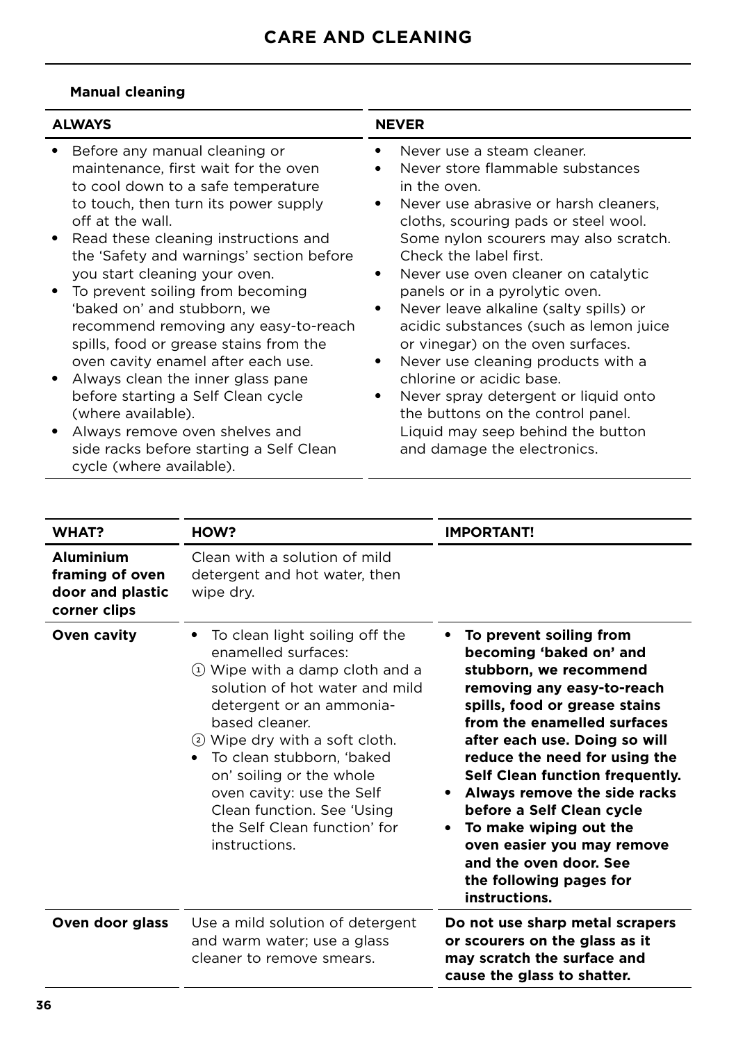# CARE AND CLEANING

**Manual cleaning**

| ALWAYS | NEVER |
|---|---|
| • Before any manual cleaning or maintenance, first wait for the oven to cool down to a safe temperature to touch, then turn its power supply off at the wall.<br>• Read these cleaning instructions and the 'Safety and warnings' section before you start cleaning your oven.<br>• To prevent soiling from becoming 'baked on' and stubborn, we recommend removing any easy-to-reach spills, food or grease stains from the oven cavity enamel after each use.<br>• Always clean the inner glass pane before starting a Self Clean cycle (where available).<br>• Always remove oven shelves and side racks before starting a Self Clean cycle (where available). | • Never use a steam cleaner.<br>• Never store flammable substances in the oven.<br>• Never use abrasive or harsh cleaners, cloths, scouring pads or steel wool. Some nylon scourers may also scratch. Check the label first.<br>• Never use oven cleaner on catalytic panels or in a pyrolytic oven.<br>• Never leave alkaline (salty spills) or acidic substances (such as lemon juice or vinegar) on the oven surfaces.<br>• Never use cleaning products with a chlorine or acidic base.<br>• Never spray detergent or liquid onto the buttons on the control panel. Liquid may seep behind the button and damage the electronics. |

| WHAT? | HOW? | IMPORTANT! |
|---|---|---|
| **Aluminium framing of oven door and plastic corner clips** | Clean with a solution of mild detergent and hot water, then wipe dry. | |
| **Oven cavity** | • To clean light soiling off the enamelled surfaces:<br>① Wipe with a damp cloth and a solution of hot water and mild detergent or an ammonia-based cleaner.<br>② Wipe dry with a soft cloth.<br>• To clean stubborn, 'baked on' soiling or the whole oven cavity: use the Self Clean function. See 'Using the Self Clean function' for instructions. | • **To prevent soiling from becoming 'baked on' and stubborn, we recommend removing any easy-to-reach spills, food or grease stains from the enamelled surfaces after each use. Doing so will reduce the need for using the Self Clean function frequently.**<br>• **Always remove the side racks before a Self Clean cycle**<br>• **To make wiping out the oven easier you may remove and the oven door. See the following pages for instructions.** |
| **Oven door glass** | Use a mild solution of detergent and warm water; use a glass cleaner to remove smears. | **Do not use sharp metal scrapers or scourers on the glass as it may scratch the surface and cause the glass to shatter.** |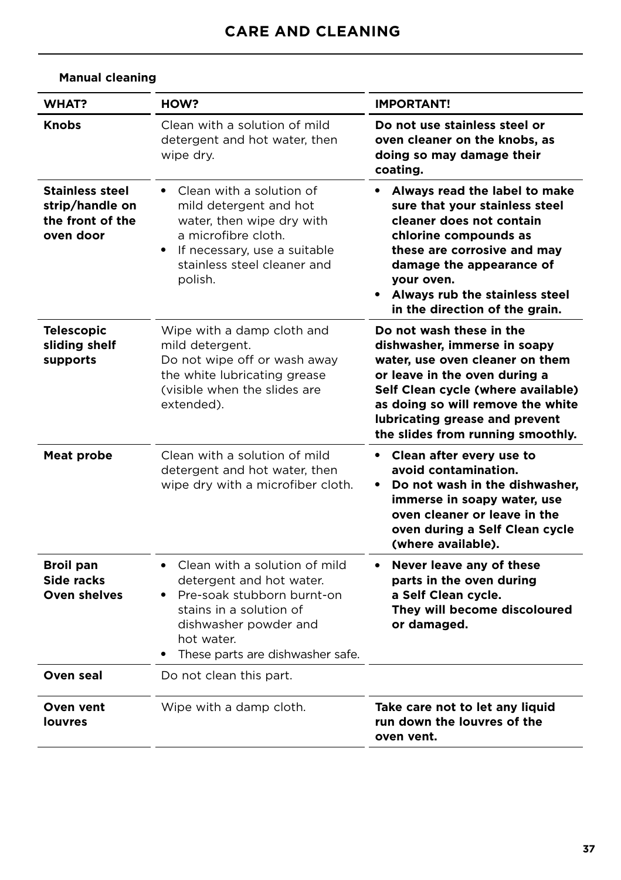# CARE AND CLEANING

**Manual cleaning**

| WHAT? | HOW? | IMPORTANT! |
|---|---|---|
| **Knobs** | Clean with a solution of mild detergent and hot water, then wipe dry. | **Do not use stainless steel or oven cleaner on the knobs, as doing so may damage their coating.** |
| **Stainless steel strip/handle on the front of the oven door** | • Clean with a solution of mild detergent and hot water, then wipe dry with a microfibre cloth.<br>• If necessary, use a suitable stainless steel cleaner and polish. | • **Always read the label to make sure that your stainless steel cleaner does not contain chlorine compounds as these are corrosive and may damage the appearance of your oven.**<br>• **Always rub the stainless steel in the direction of the grain.** |
| **Telescopic sliding shelf supports** | Wipe with a damp cloth and mild detergent.<br>Do not wipe off or wash away the white lubricating grease (visible when the slides are extended). | **Do not wash these in the dishwasher, immerse in soapy water, use oven cleaner on them or leave in the oven during a Self Clean cycle (where available) as doing so will remove the white lubricating grease and prevent the slides from running smoothly.** |
| **Meat probe** | Clean with a solution of mild detergent and hot water, then wipe dry with a microfiber cloth. | • **Clean after every use to avoid contamination.**<br>• **Do not wash in the dishwasher, immerse in soapy water, use oven cleaner or leave in the oven during a Self Clean cycle (where available).** |
| **Broil pan**<br>**Side racks**<br>**Oven shelves** | • Clean with a solution of mild detergent and hot water.<br>• Pre-soak stubborn burnt-on stains in a solution of dishwasher powder and hot water.<br>• These parts are dishwasher safe. | • **Never leave any of these parts in the oven during a Self Clean cycle. They will become discoloured or damaged.** |
| **Oven seal** | Do not clean this part. | |
| **Oven vent louvres** | Wipe with a damp cloth. | **Take care not to let any liquid run down the louvres of the oven vent.** |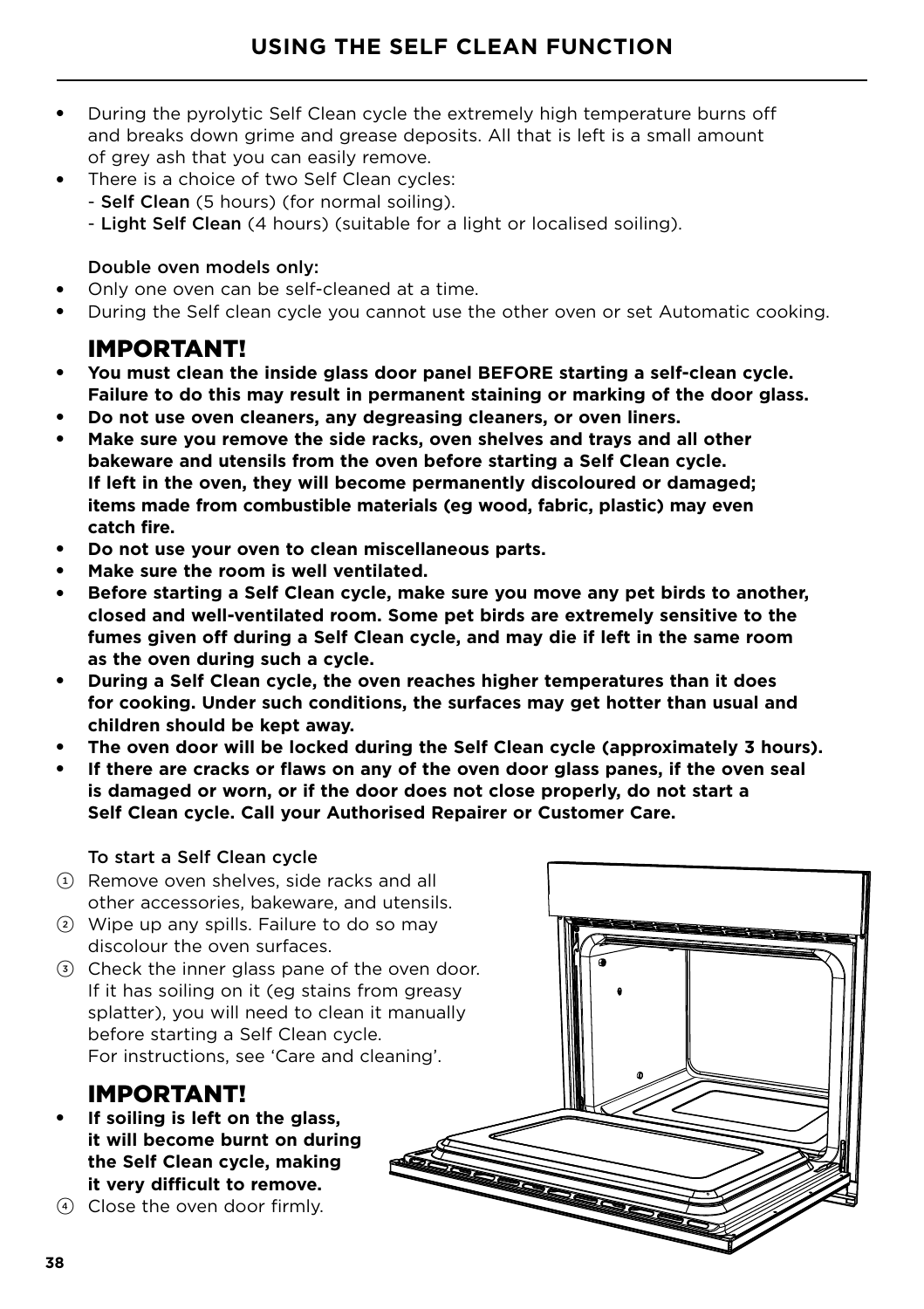## USING THE SELF CLEAN FUNCTION

- During the pyrolytic Self Clean cycle the extremely high temperature burns off and breaks down grime and grease deposits. All that is left is a small amount of grey ash that you can easily remove.
- There is a choice of two Self Clean cycles:
  - **Self Clean** (5 hours) (for normal soiling).
  - **Light Self Clean** (4 hours) (suitable for a light or localised soiling).

Double oven models only:

- Only one oven can be self-cleaned at a time.
- During the Self clean cycle you cannot use the other oven or set Automatic cooking.

### IMPORTANT!

- **You must clean the inside glass door panel BEFORE starting a self-clean cycle. Failure to do this may result in permanent staining or marking of the door glass.**
- **Do not use oven cleaners, any degreasing cleaners, or oven liners.**
- **Make sure you remove the side racks, oven shelves and trays and all other bakeware and utensils from the oven before starting a Self Clean cycle. If left in the oven, they will become permanently discoloured or damaged; items made from combustible materials (eg wood, fabric, plastic) may even catch fire.**
- **Do not use your oven to clean miscellaneous parts.**
- **Make sure the room is well ventilated.**
- **Before starting a Self Clean cycle, make sure you move any pet birds to another, closed and well-ventilated room. Some pet birds are extremely sensitive to the fumes given off during a Self Clean cycle, and may die if left in the same room as the oven during such a cycle.**
- **During a Self Clean cycle, the oven reaches higher temperatures than it does for cooking. Under such conditions, the surfaces may get hotter than usual and children should be kept away.**
- **The oven door will be locked during the Self Clean cycle (approximately 3 hours).**
- **If there are cracks or flaws on any of the oven door glass panes, if the oven seal is damaged or worn, or if the door does not close properly, do not start a Self Clean cycle. Call your Authorised Repairer or Customer Care.**

To start a Self Clean cycle

1. Remove oven shelves, side racks and all other accessories, bakeware, and utensils.
2. Wipe up any spills. Failure to do so may discolour the oven surfaces.
3. Check the inner glass pane of the oven door. If it has soiling on it (eg stains from greasy splatter), you will need to clean it manually before starting a Self Clean cycle. For instructions, see 'Care and cleaning'.

### IMPORTANT!

- **If soiling is left on the glass, it will become burnt on during the Self Clean cycle, making it very difficult to remove.**

4. Close the oven door firmly.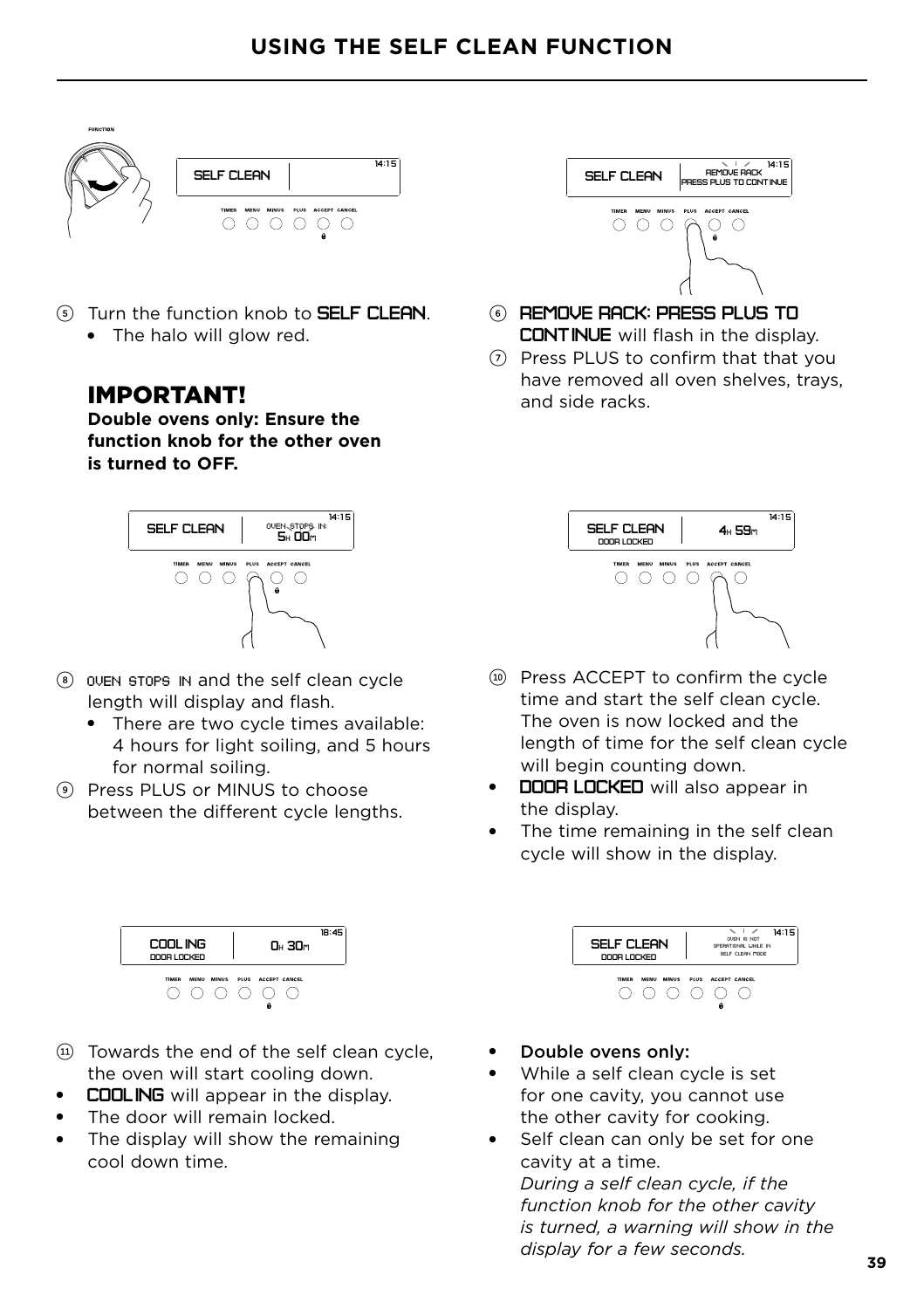# USING THE SELF CLEAN FUNCTION

5. Turn the function knob to **SELF CLEAN**.
   - The halo will glow red.

## IMPORTANT!

**Double ovens only: Ensure the function knob for the other oven is turned to OFF.**

6. **REMOVE RACK: PRESS PLUS TO CONTINUE** will flash in the display.
7. Press PLUS to confirm that that you have removed all oven shelves, trays, and side racks.

8. OVEN STOPS IN and the self clean cycle length will display and flash.
   - There are two cycle times available: 4 hours for light soiling, and 5 hours for normal soiling.
9. Press PLUS or MINUS to choose between the different cycle lengths.

10. Press ACCEPT to confirm the cycle time and start the self clean cycle. The oven is now locked and the length of time for the self clean cycle will begin counting down.
   - **DOOR LOCKED** will also appear in the display.
   - The time remaining in the self clean cycle will show in the display.

11. Towards the end of the self clean cycle, the oven will start cooling down.
   - **COOLING** will appear in the display.
   - The door will remain locked.
   - The display will show the remaining cool down time.

- Double ovens only:
- While a self clean cycle is set for one cavity, you cannot use the other cavity for cooking.
- Self clean can only be set for one cavity at a time.
  *During a self clean cycle, if the function knob for the other cavity is turned, a warning will show in the display for a few seconds.*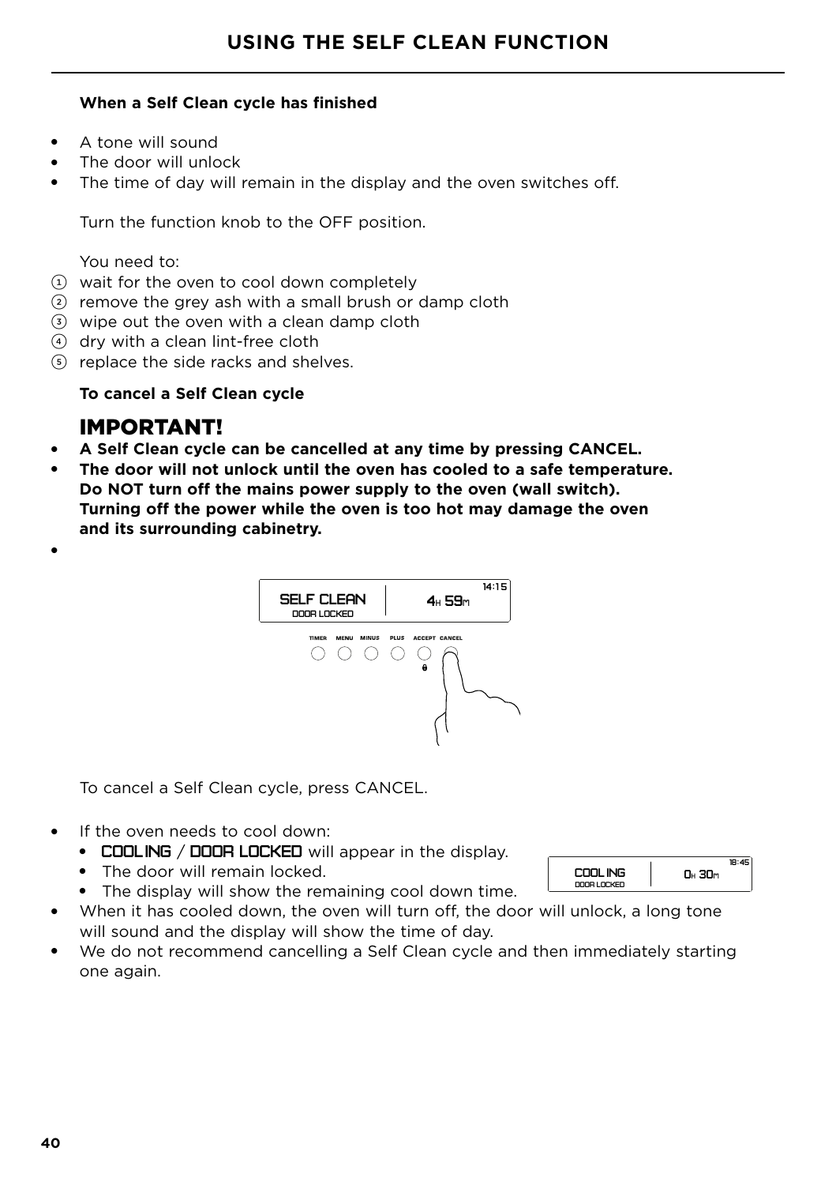## USING THE SELF CLEAN FUNCTION

**When a Self Clean cycle has finished**

- A tone will sound
- The door will unlock
- The time of day will remain in the display and the oven switches off.

Turn the function knob to the OFF position.

You need to:

1. wait for the oven to cool down completely
2. remove the grey ash with a small brush or damp cloth
3. wipe out the oven with a clean damp cloth
4. dry with a clean lint-free cloth
5. replace the side racks and shelves.

**To cancel a Self Clean cycle**

### IMPORTANT!

- **A Self Clean cycle can be cancelled at any time by pressing CANCEL.**
- **The door will not unlock until the oven has cooled to a safe temperature. Do NOT turn off the mains power supply to the oven (wall switch). Turning off the power while the oven is too hot may damage the oven and its surrounding cabinetry.**
- 

SELF CLEAN 4H 59M 14:15
DOOR LOCKED

TIMER MENU MINUS PLUS ACCEPT CANCEL

To cancel a Self Clean cycle, press CANCEL.

- If the oven needs to cool down:
  - COOLING / DOOR LOCKED will appear in the display.
  - The door will remain locked.
  - The display will show the remaining cool down time.
- When it has cooled down, the oven will turn off, the door will unlock, a long tone will sound and the display will show the time of day.
- We do not recommend cancelling a Self Clean cycle and then immediately starting one again.

COOLING 0H 30M 18:45
DOOR LOCKED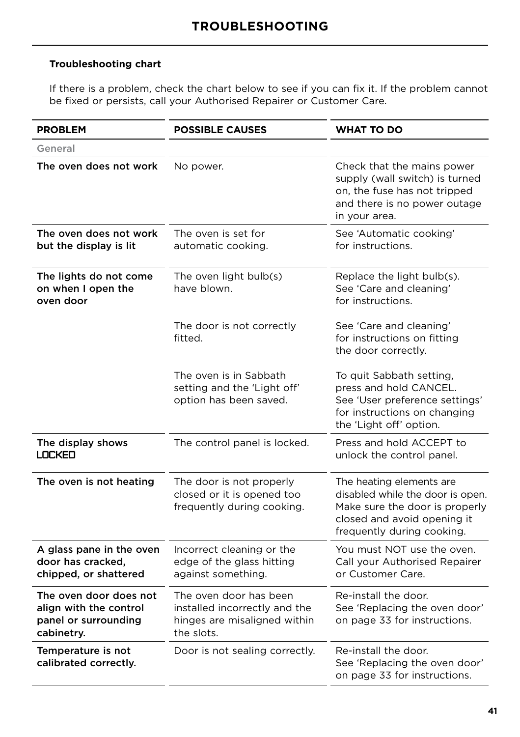# TROUBLESHOOTING

**Troubleshooting chart**

If there is a problem, check the chart below to see if you can fix it. If the problem cannot be fixed or persists, call your Authorised Repairer or Customer Care.

| PROBLEM | POSSIBLE CAUSES | WHAT TO DO |
|---|---|---|
| General | | |
| The oven does not work | No power. | Check that the mains power supply (wall switch) is turned on, the fuse has not tripped and there is no power outage in your area. |
| The oven does not work but the display is lit | The oven is set for automatic cooking. | See 'Automatic cooking' for instructions. |
| The lights do not come on when I open the oven door | The oven light bulb(s) have blown. | Replace the light bulb(s). See 'Care and cleaning' for instructions. |
| | The door is not correctly fitted. | See 'Care and cleaning' for instructions on fitting the door correctly. |
| | The oven is in Sabbath setting and the 'Light off' option has been saved. | To quit Sabbath setting, press and hold CANCEL. See 'User preference settings' for instructions on changing the 'Light off' option. |
| The display shows LOCKED | The control panel is locked. | Press and hold ACCEPT to unlock the control panel. |
| The oven is not heating | The door is not properly closed or it is opened too frequently during cooking. | The heating elements are disabled while the door is open. Make sure the door is properly closed and avoid opening it frequently during cooking. |
| A glass pane in the oven door has cracked, chipped, or shattered | Incorrect cleaning or the edge of the glass hitting against something. | You must NOT use the oven. Call your Authorised Repairer or Customer Care. |
| The oven door does not align with the control panel or surrounding cabinetry. | The oven door has been installed incorrectly and the hinges are misaligned within the slots. | Re-install the door. See 'Replacing the oven door' on page 33 for instructions. |
| Temperature is not calibrated correctly. | Door is not sealing correctly. | Re-install the door. See 'Replacing the oven door' on page 33 for instructions. |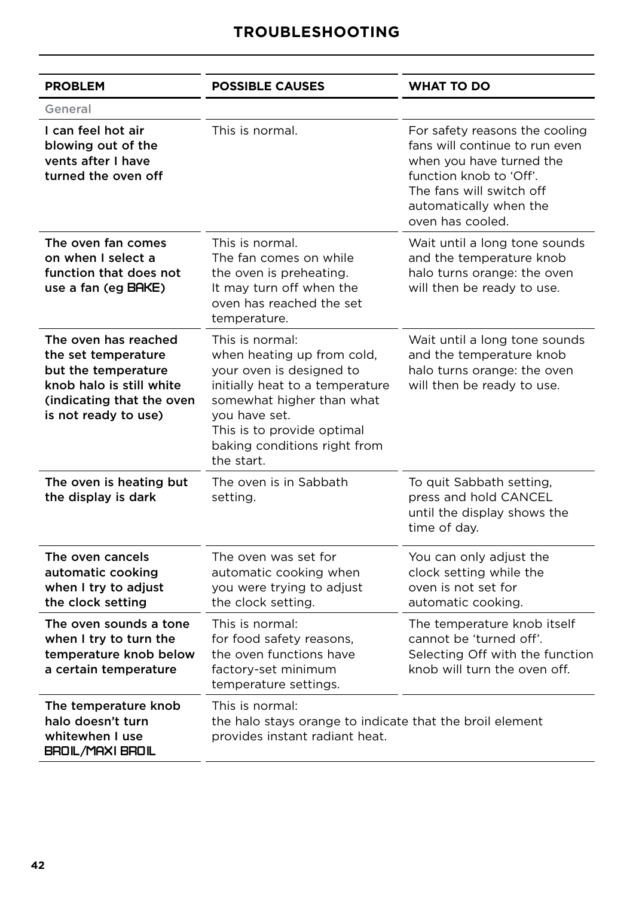# TROUBLESHOOTING

| PROBLEM | POSSIBLE CAUSES | WHAT TO DO |
|---|---|---|
| General | | |
| **I can feel hot air blowing out of the vents after I have turned the oven off** | This is normal. | For safety reasons the cooling fans will continue to run even when you have turned the function knob to 'Off'. The fans will switch off automatically when the oven has cooled. |
| **The oven fan comes on when I select a function that does not use a fan (eg BAKE)** | This is normal. The fan comes on while the oven is preheating. It may turn off when the oven has reached the set temperature. | Wait until a long tone sounds and the temperature knob halo turns orange: the oven will then be ready to use. |
| **The oven has reached the set temperature but the temperature knob halo is still white (indicating that the oven is not ready to use)** | This is normal: when heating up from cold, your oven is designed to initially heat to a temperature somewhat higher than what you have set. This is to provide optimal baking conditions right from the start. | Wait until a long tone sounds and the temperature knob halo turns orange: the oven will then be ready to use. |
| **The oven is heating but the display is dark** | The oven is in Sabbath setting. | To quit Sabbath setting, press and hold CANCEL until the display shows the time of day. |
| **The oven cancels automatic cooking when I try to adjust the clock setting** | The oven was set for automatic cooking when you were trying to adjust the clock setting. | You can only adjust the clock setting while the oven is not set for automatic cooking. |
| **The oven sounds a tone when I try to turn the temperature knob below a certain temperature** | This is normal: for food safety reasons, the oven functions have factory-set minimum temperature settings. | The temperature knob itself cannot be 'turned off'. Selecting Off with the function knob will turn the oven off. |
| **The temperature knob halo doesn't turn whitewhen I use BROIL/MAXI BROIL** | This is normal: the halo stays orange to indicate that the broil element provides instant radiant heat. | |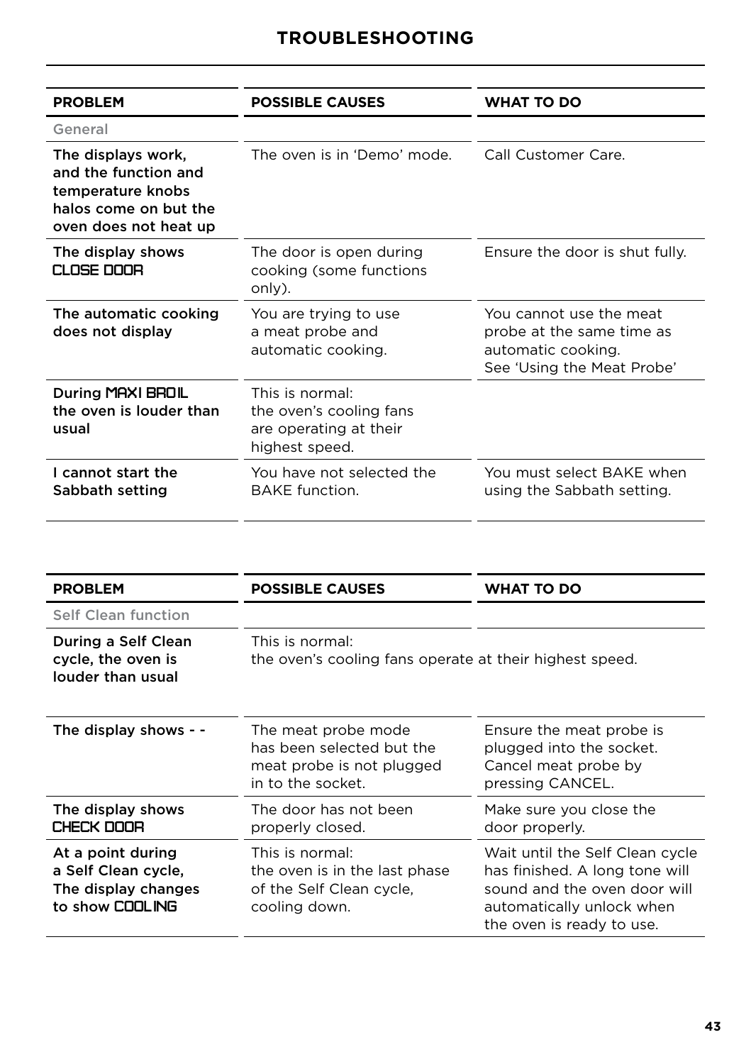## TROUBLESHOOTING

| PROBLEM | POSSIBLE CAUSES | WHAT TO DO |
| --- | --- | --- |
| General | | |
| **The displays work, and the function and temperature knobs halos come on but the oven does not heat up** | The oven is in 'Demo' mode. | Call Customer Care. |
| **The display shows CLOSE DOOR** | The door is open during cooking (some functions only). | Ensure the door is shut fully. |
| **The automatic cooking does not display** | You are trying to use a meat probe and automatic cooking. | You cannot use the meat probe at the same time as automatic cooking. See 'Using the Meat Probe' |
| **During MAXI BROIL the oven is louder than usual** | This is normal: the oven's cooling fans are operating at their highest speed. | |
| **I cannot start the Sabbath setting** | You have not selected the BAKE function. | You must select BAKE when using the Sabbath setting. |

| PROBLEM | POSSIBLE CAUSES | WHAT TO DO |
| --- | --- | --- |
| Self Clean function | | |
| **During a Self Clean cycle, the oven is louder than usual** | This is normal: the oven's cooling fans operate at their highest speed. | |
| **The display shows - -** | The meat probe mode has been selected but the meat probe is not plugged in to the socket. | Ensure the meat probe is plugged into the socket. Cancel meat probe by pressing CANCEL. |
| **The display shows CHECK DOOR** | The door has not been properly closed. | Make sure you close the door properly. |
| **At a point during a Self Clean cycle, The display changes to show COOLING** | This is normal: the oven is in the last phase of the Self Clean cycle, cooling down. | Wait until the Self Clean cycle has finished. A long tone will sound and the oven door will automatically unlock when the oven is ready to use. |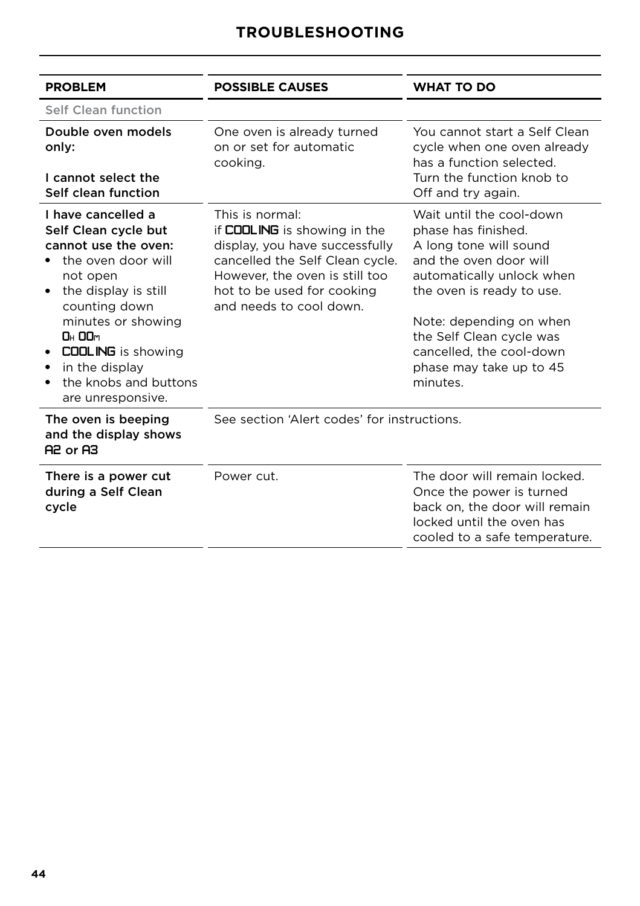## TROUBLESHOOTING

| PROBLEM | POSSIBLE CAUSES | WHAT TO DO |
|---|---|---|
| Self Clean function | | |
| **Double oven models only:**<br><br>**I cannot select the Self clean function** | One oven is already turned on or set for automatic cooking. | You cannot start a Self Clean cycle when one oven already has a function selected. Turn the function knob to Off and try again. |
| **I have cancelled a Self Clean cycle but cannot use the oven:**<br>• the oven door will not open<br>• the display is still counting down minutes or showing 0H 00M<br>• COOLING is showing<br>• in the display<br>• the knobs and buttons are unresponsive. | This is normal:<br>if COOLING is showing in the display, you have successfully cancelled the Self Clean cycle. However, the oven is still too hot to be used for cooking and needs to cool down. | Wait until the cool-down phase has finished.<br>A long tone will sound and the oven door will automatically unlock when the oven is ready to use.<br><br>Note: depending on when the Self Clean cycle was cancelled, the cool-down phase may take up to 45 minutes. |
| **The oven is beeping and the display shows A2 or A3** | See section 'Alert codes' for instructions. | |
| **There is a power cut during a Self Clean cycle** | Power cut. | The door will remain locked. Once the power is turned back on, the door will remain locked until the oven has cooled to a safe temperature. |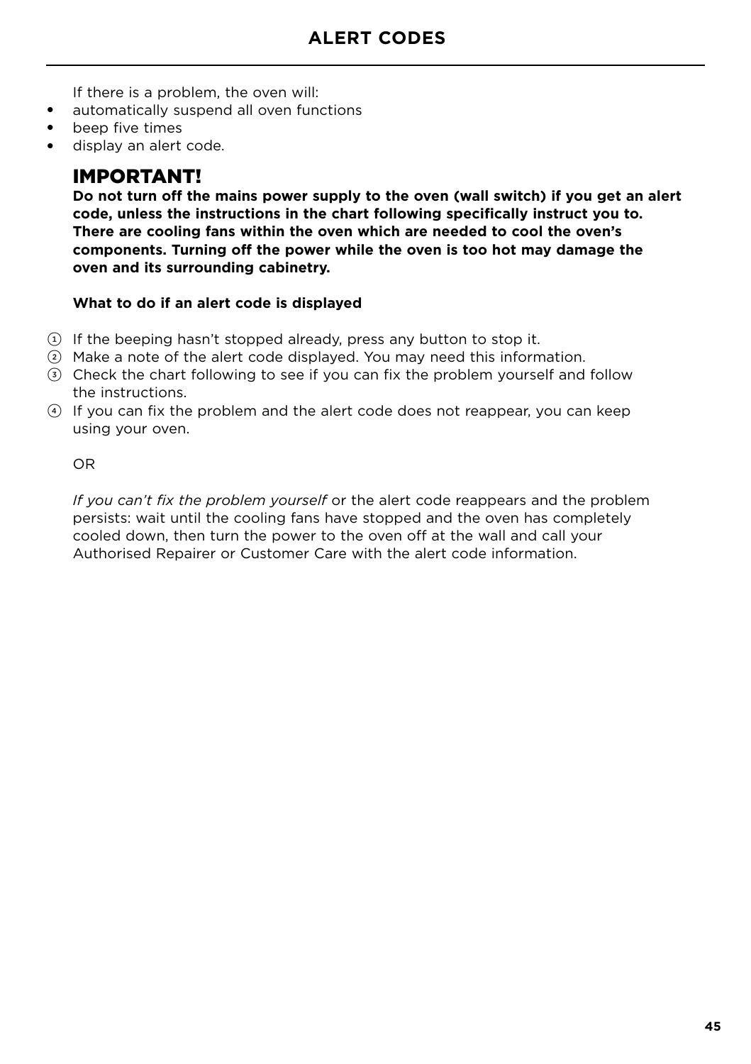# ALERT CODES

If there is a problem, the oven will:

- automatically suspend all oven functions
- beep five times
- display an alert code.

## IMPORTANT!

**Do not turn off the mains power supply to the oven (wall switch) if you get an alert code, unless the instructions in the chart following specifically instruct you to. There are cooling fans within the oven which are needed to cool the oven's components. Turning off the power while the oven is too hot may damage the oven and its surrounding cabinetry.**

**What to do if an alert code is displayed**

1. If the beeping hasn't stopped already, press any button to stop it.
2. Make a note of the alert code displayed. You may need this information.
3. Check the chart following to see if you can fix the problem yourself and follow the instructions.
4. If you can fix the problem and the alert code does not reappear, you can keep using your oven.

OR

*If you can't fix the problem yourself* or the alert code reappears and the problem persists: wait until the cooling fans have stopped and the oven has completely cooled down, then turn the power to the oven off at the wall and call your Authorised Repairer or Customer Care with the alert code information.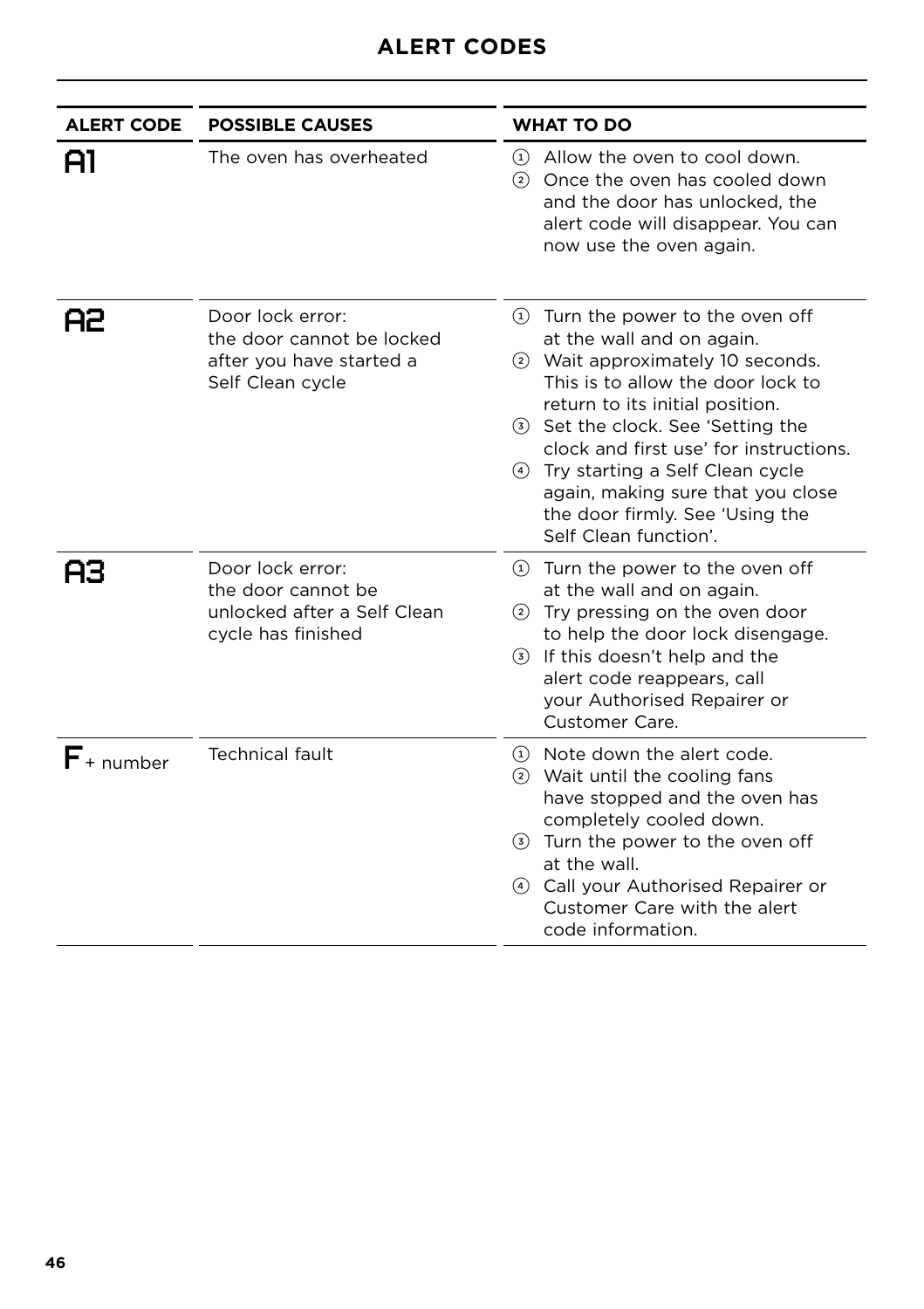## ALERT CODES

| ALERT CODE | POSSIBLE CAUSES | WHAT TO DO |
|---|---|---|
| A1 | The oven has overheated | ① Allow the oven to cool down.<br>② Once the oven has cooled down and the door has unlocked, the alert code will disappear. You can now use the oven again. |
| A2 | Door lock error: the door cannot be locked after you have started a Self Clean cycle | ① Turn the power to the oven off at the wall and on again.<br>② Wait approximately 10 seconds. This is to allow the door lock to return to its initial position.<br>③ Set the clock. See 'Setting the clock and first use' for instructions.<br>④ Try starting a Self Clean cycle again, making sure that you close the door firmly. See 'Using the Self Clean function'. |
| A3 | Door lock error: the door cannot be unlocked after a Self Clean cycle has finished | ① Turn the power to the oven off at the wall and on again.<br>② Try pressing on the oven door to help the door lock disengage.<br>③ If this doesn't help and the alert code reappears, call your Authorised Repairer or Customer Care. |
| F + number | Technical fault | ① Note down the alert code.<br>② Wait until the cooling fans have stopped and the oven has completely cooled down.<br>③ Turn the power to the oven off at the wall.<br>④ Call your Authorised Repairer or Customer Care with the alert code information. |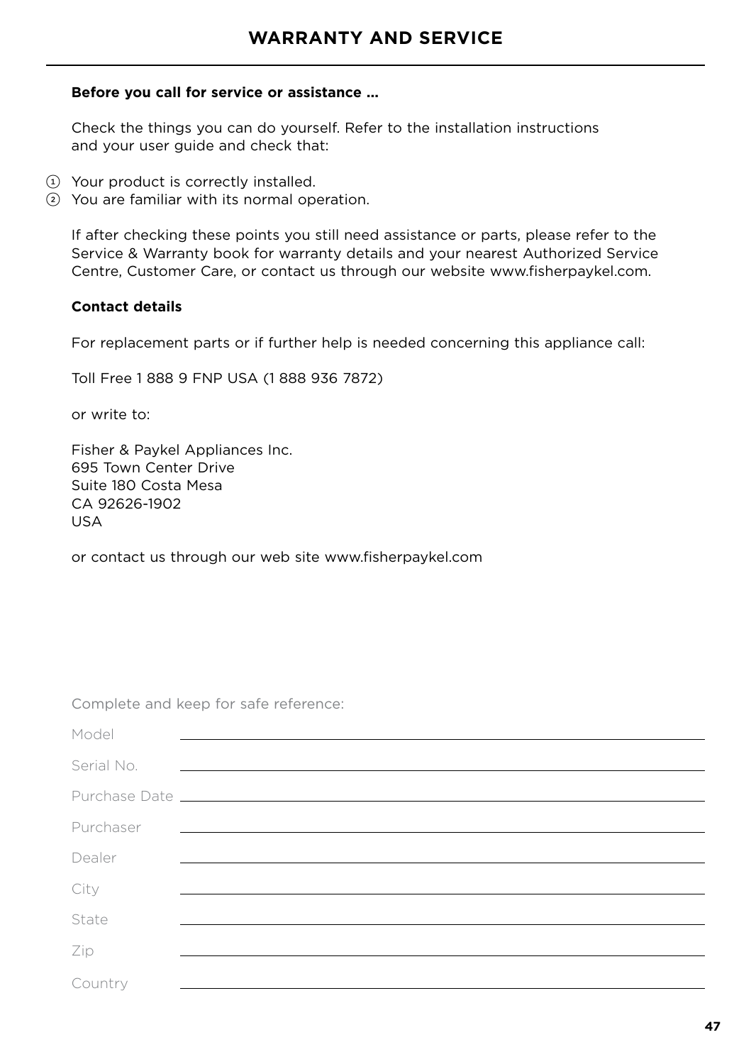# WARRANTY AND SERVICE

**Before you call for service or assistance ...**

Check the things you can do yourself. Refer to the installation instructions and your user guide and check that:

1. Your product is correctly installed.
2. You are familiar with its normal operation.

If after checking these points you still need assistance or parts, please refer to the Service & Warranty book for warranty details and your nearest Authorized Service Centre, Customer Care, or contact us through our website www.fisherpaykel.com.

**Contact details**

For replacement parts or if further help is needed concerning this appliance call:

Toll Free 1 888 9 FNP USA (1 888 936 7872)

or write to:

Fisher & Paykel Appliances Inc.
695 Town Center Drive
Suite 180 Costa Mesa
CA 92626-1902
USA

or contact us through our web site www.fisherpaykel.com

Complete and keep for safe reference:

Model ______________________________

Serial No. ______________________________

Purchase Date ______________________________

Purchaser ______________________________

Dealer ______________________________

City ______________________________

State ______________________________

Zip ______________________________

Country ______________________________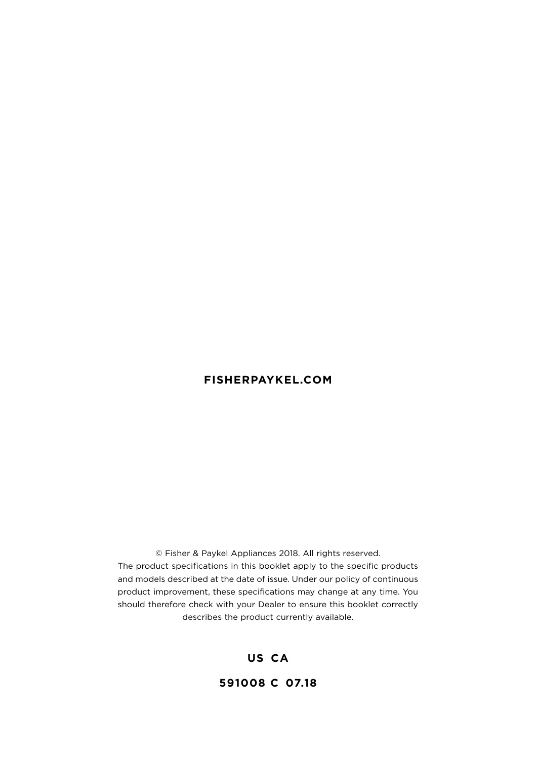**FISHERPAYKEL.COM**

© Fisher & Paykel Appliances 2018. All rights reserved.
The product specifications in this booklet apply to the specific products and models described at the date of issue. Under our policy of continuous product improvement, these specifications may change at any time. You should therefore check with your Dealer to ensure this booklet correctly describes the product currently available.

**US CA**

**591008 C 07.18**